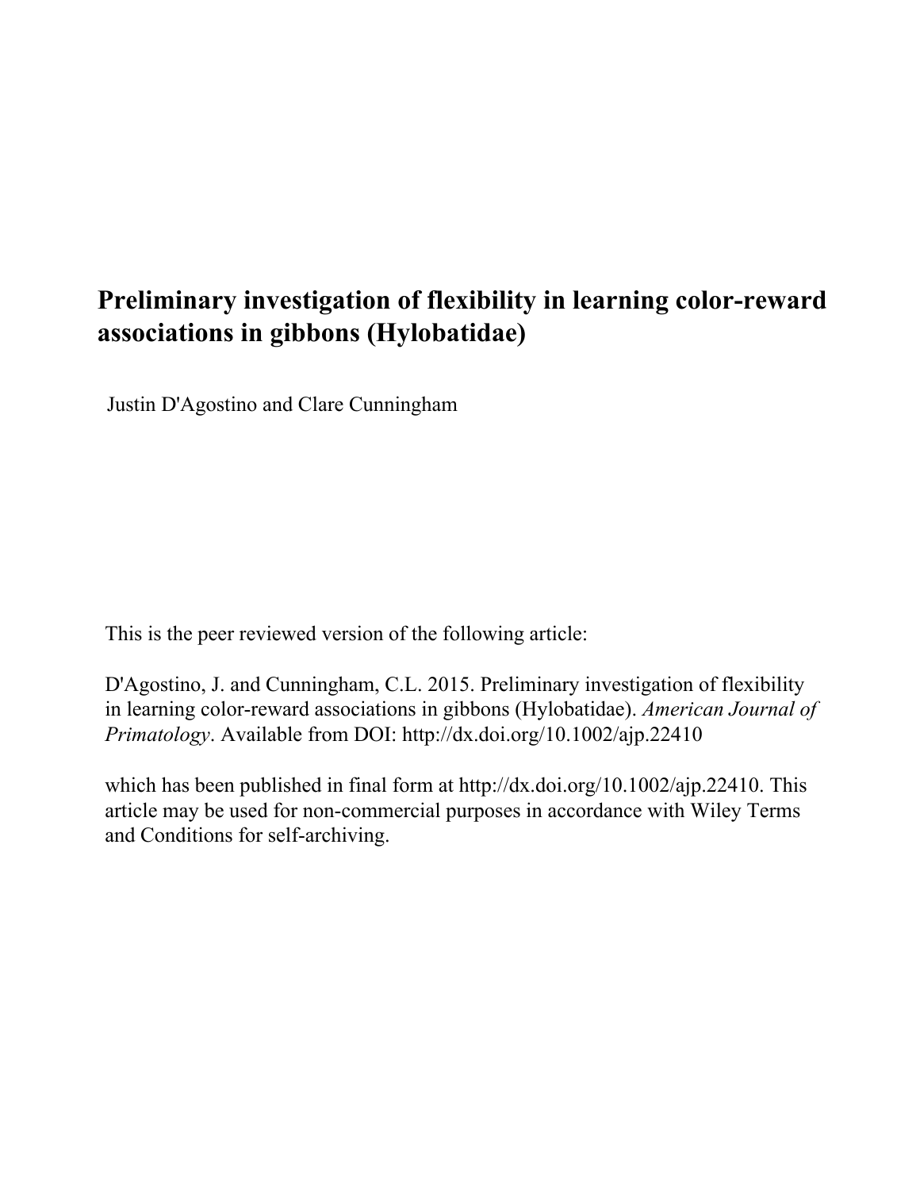# Preliminary investigation of flexibility in learning color-reward associations in gibbons (Hylobatidae)

Justin D'Agostino and Clare Cunningham

This is the peer reviewed version of the following article:

D'Agostino, J. and Cunningham, C.L. 2015. Preliminary investigation of flexibility in learning color-reward associations in gibbons (Hylobatidae). *American Journal of Primatology*. Available from DOI: http://dx.doi.org/10.1002/ajp.22410

which has been published in final form at http://dx.doi.org/10.1002/ajp.22410. This article may be used for non-commercial purposes in accordance with Wiley Terms and Conditions for self-archiving.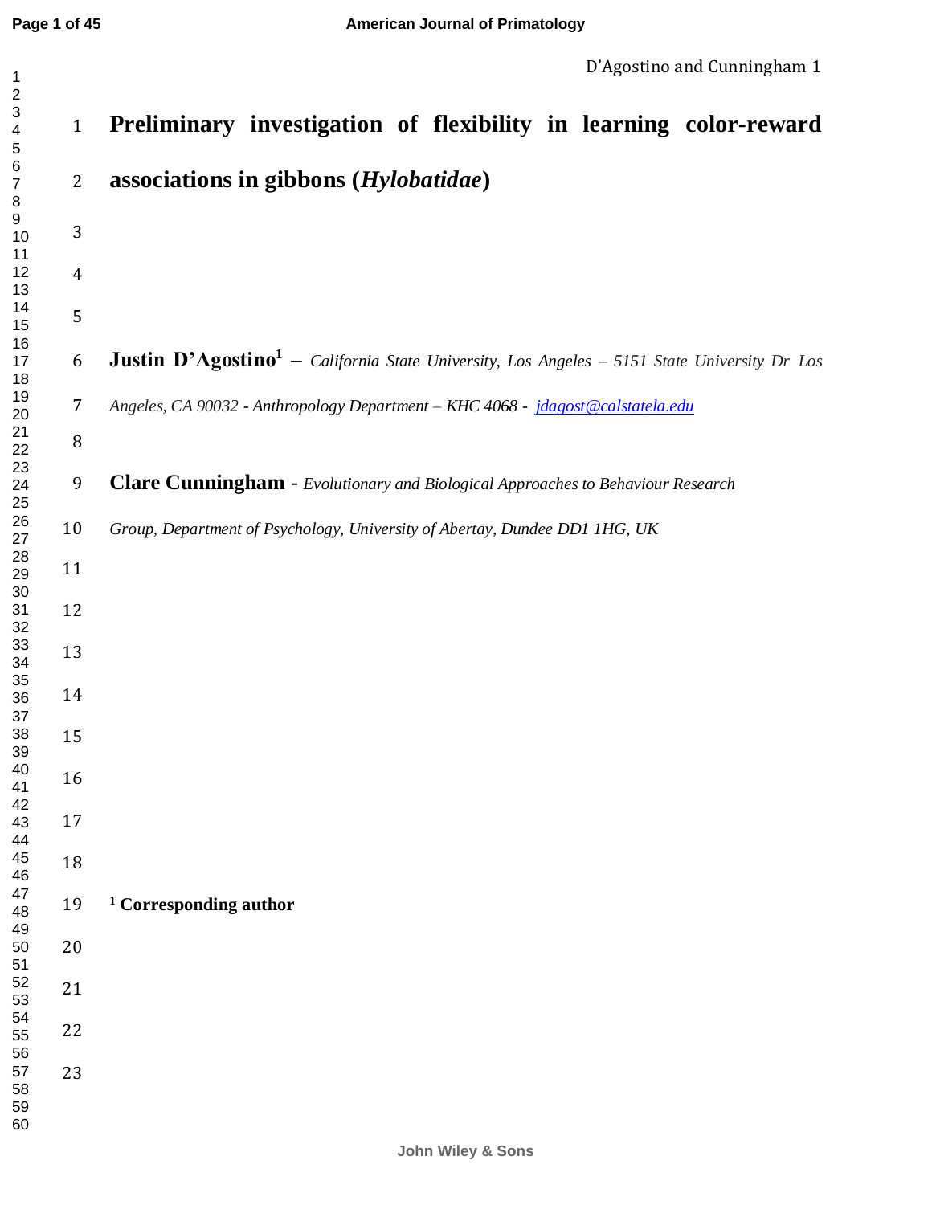# Preliminary investigation of flexibility in learning color-reward associations in gibbons (*Hylobatidae*)

**Justin D'Agostino**[1] – *California State University, Los Angeles – 5151 State University Dr Los Angeles, CA 90032 - Anthropology Department – KHC 4068 - jdagost@calstatela.edu*

**Clare Cunningham** - *Evolutionary and Biological Approaches to Behaviour Research Group, Department of Psychology, University of Abertay, Dundee DD1 1HG, UK*

[1] **Corresponding author**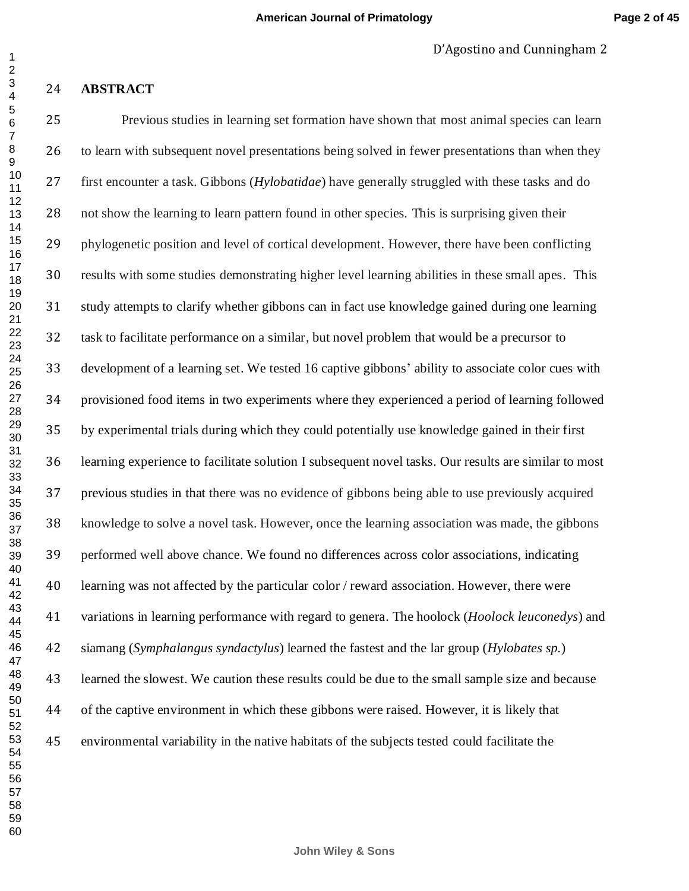# ABSTRACT

Previous studies in learning set formation have shown that most animal species can learn to learn with subsequent novel presentations being solved in fewer presentations than when they first encounter a task. Gibbons (*Hylobatidae*) have generally struggled with these tasks and do not show the learning to learn pattern found in other species. This is surprising given their phylogenetic position and level of cortical development. However, there have been conflicting results with some studies demonstrating higher level learning abilities in these small apes. This study attempts to clarify whether gibbons can in fact use knowledge gained during one learning task to facilitate performance on a similar, but novel problem that would be a precursor to development of a learning set. We tested 16 captive gibbons' ability to associate color cues with provisioned food items in two experiments where they experienced a period of learning followed by experimental trials during which they could potentially use knowledge gained in their first learning experience to facilitate solution I subsequent novel tasks. Our results are similar to most previous studies in that there was no evidence of gibbons being able to use previously acquired knowledge to solve a novel task. However, once the learning association was made, the gibbons performed well above chance. We found no differences across color associations, indicating learning was not affected by the particular color / reward association. However, there were variations in learning performance with regard to genera. The hoolock (*Hoolock leuconedys*) and siamang (*Symphalangus syndactylus*) learned the fastest and the lar group (*Hylobates sp.*) learned the slowest. We caution these results could be due to the small sample size and because of the captive environment in which these gibbons were raised. However, it is likely that environmental variability in the native habitats of the subjects tested could facilitate the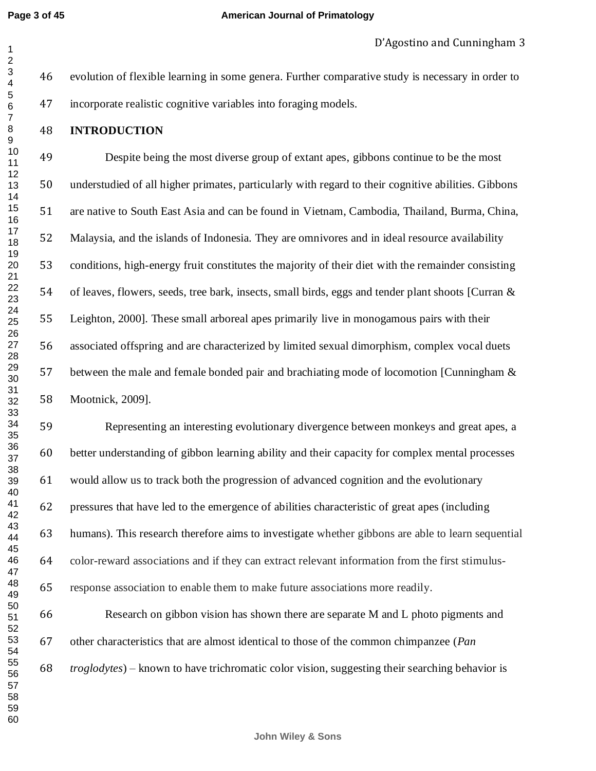evolution of flexible learning in some genera. Further comparative study is necessary in order to incorporate realistic cognitive variables into foraging models.

## INTRODUCTION

Despite being the most diverse group of extant apes, gibbons continue to be the most understudied of all higher primates, particularly with regard to their cognitive abilities. Gibbons are native to South East Asia and can be found in Vietnam, Cambodia, Thailand, Burma, China, Malaysia, and the islands of Indonesia. They are omnivores and in ideal resource availability conditions, high-energy fruit constitutes the majority of their diet with the remainder consisting of leaves, flowers, seeds, tree bark, insects, small birds, eggs and tender plant shoots [Curran & Leighton, 2000]. These small arboreal apes primarily live in monogamous pairs with their associated offspring and are characterized by limited sexual dimorphism, complex vocal duets between the male and female bonded pair and brachiating mode of locomotion [Cunningham & Mootnick, 2009].

Representing an interesting evolutionary divergence between monkeys and great apes, a better understanding of gibbon learning ability and their capacity for complex mental processes would allow us to track both the progression of advanced cognition and the evolutionary pressures that have led to the emergence of abilities characteristic of great apes (including humans). This research therefore aims to investigate whether gibbons are able to learn sequential color-reward associations and if they can extract relevant information from the first stimulus-response association to enable them to make future associations more readily.

Research on gibbon vision has shown there are separate M and L photo pigments and other characteristics that are almost identical to those of the common chimpanzee (*Pan troglodytes*) – known to have trichromatic color vision, suggesting their searching behavior is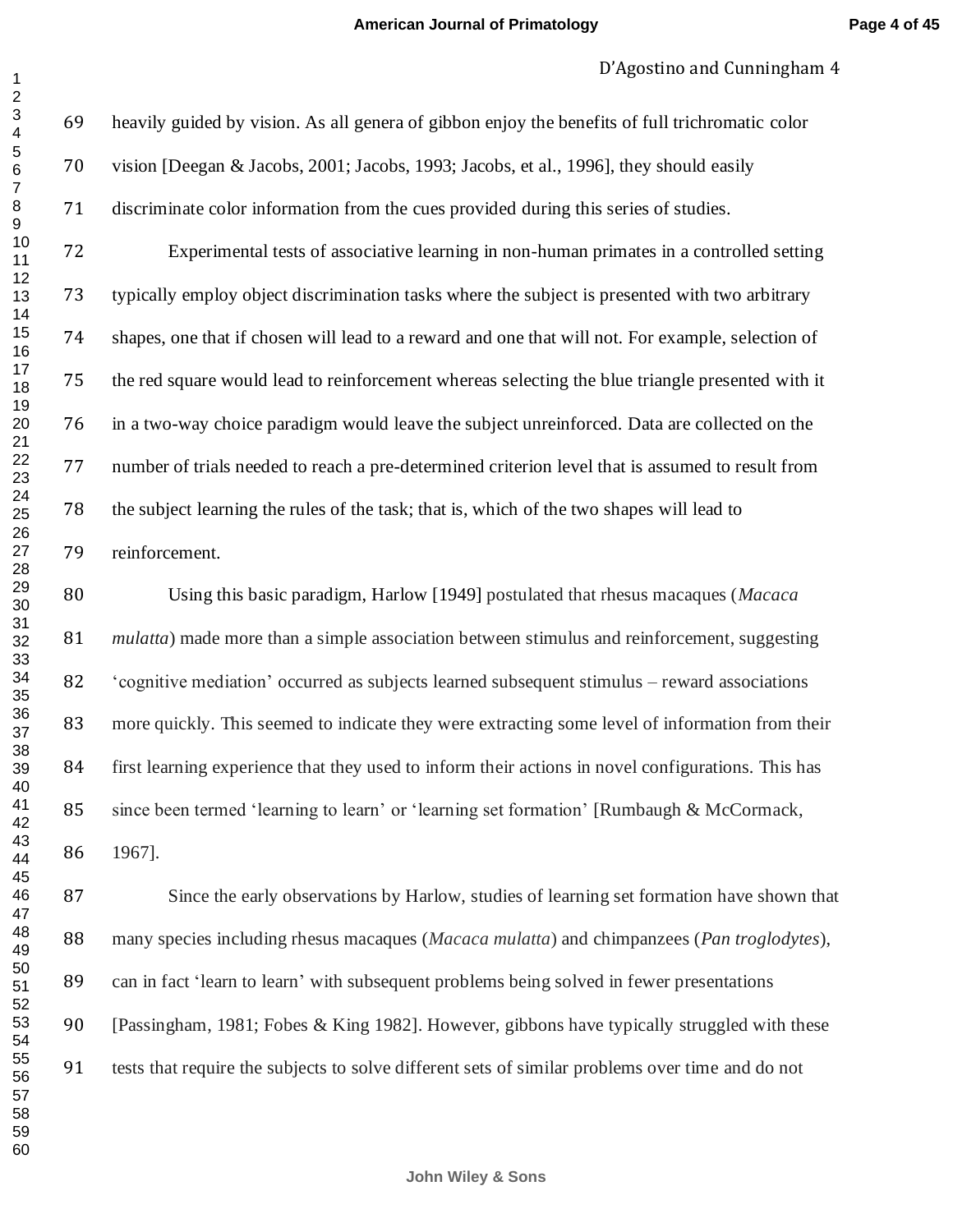heavily guided by vision. As all genera of gibbon enjoy the benefits of full trichromatic color vision [Deegan & Jacobs, 2001; Jacobs, 1993; Jacobs, et al., 1996], they should easily discriminate color information from the cues provided during this series of studies.

Experimental tests of associative learning in non-human primates in a controlled setting typically employ object discrimination tasks where the subject is presented with two arbitrary shapes, one that if chosen will lead to a reward and one that will not. For example, selection of the red square would lead to reinforcement whereas selecting the blue triangle presented with it in a two-way choice paradigm would leave the subject unreinforced. Data are collected on the number of trials needed to reach a pre-determined criterion level that is assumed to result from the subject learning the rules of the task; that is, which of the two shapes will lead to reinforcement.

Using this basic paradigm, Harlow [1949] postulated that rhesus macaques (*Macaca mulatta*) made more than a simple association between stimulus and reinforcement, suggesting 'cognitive mediation' occurred as subjects learned subsequent stimulus – reward associations more quickly. This seemed to indicate they were extracting some level of information from their first learning experience that they used to inform their actions in novel configurations. This has since been termed 'learning to learn' or 'learning set formation' [Rumbaugh & McCormack, 1967].

Since the early observations by Harlow, studies of learning set formation have shown that many species including rhesus macaques (*Macaca mulatta*) and chimpanzees (*Pan troglodytes*), can in fact 'learn to learn' with subsequent problems being solved in fewer presentations [Passingham, 1981; Fobes & King 1982]. However, gibbons have typically struggled with these tests that require the subjects to solve different sets of similar problems over time and do not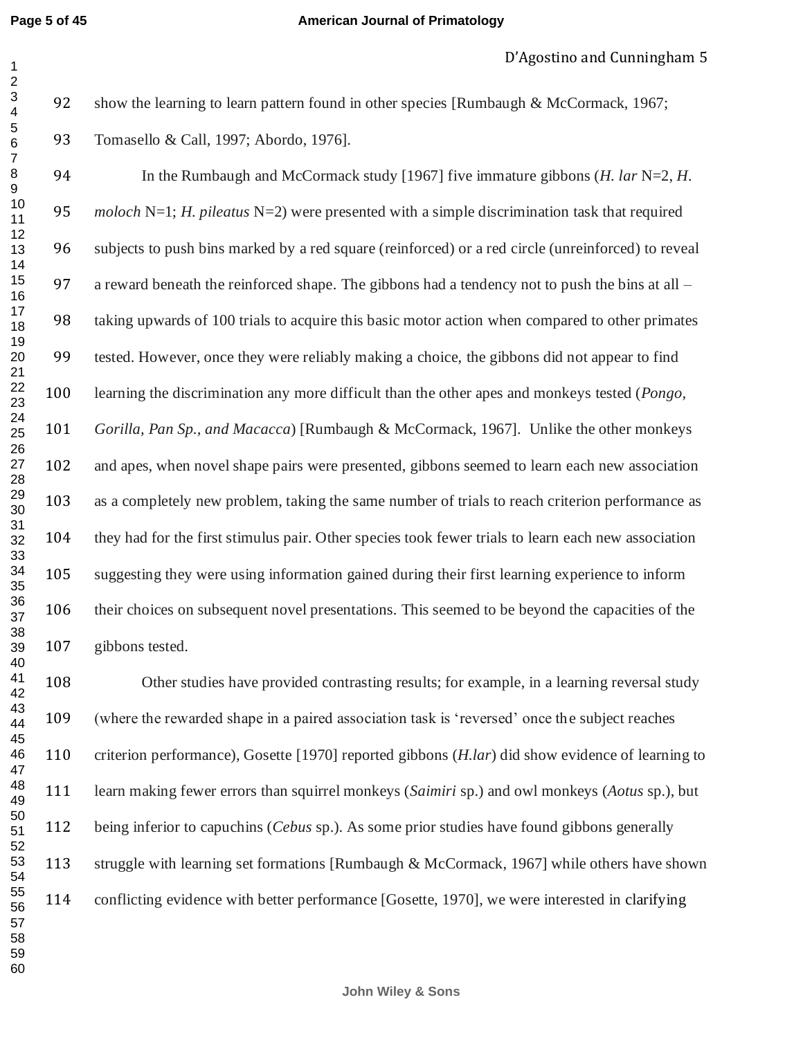show the learning to learn pattern found in other species [Rumbaugh & McCormack, 1967; Tomasello & Call, 1997; Abordo, 1976].

In the Rumbaugh and McCormack study [1967] five immature gibbons (*H. lar* N=2, *H. moloch* N=1; *H. pileatus* N=2) were presented with a simple discrimination task that required subjects to push bins marked by a red square (reinforced) or a red circle (unreinforced) to reveal a reward beneath the reinforced shape. The gibbons had a tendency not to push the bins at all – taking upwards of 100 trials to acquire this basic motor action when compared to other primates tested. However, once they were reliably making a choice, the gibbons did not appear to find learning the discrimination any more difficult than the other apes and monkeys tested (*Pongo, Gorilla, Pan Sp., and Macacca*) [Rumbaugh & McCormack, 1967]. Unlike the other monkeys and apes, when novel shape pairs were presented, gibbons seemed to learn each new association as a completely new problem, taking the same number of trials to reach criterion performance as they had for the first stimulus pair. Other species took fewer trials to learn each new association suggesting they were using information gained during their first learning experience to inform their choices on subsequent novel presentations. This seemed to be beyond the capacities of the gibbons tested.

Other studies have provided contrasting results; for example, in a learning reversal study (where the rewarded shape in a paired association task is 'reversed' once the subject reaches criterion performance), Gosette [1970] reported gibbons (*H.lar*) did show evidence of learning to learn making fewer errors than squirrel monkeys (*Saimiri* sp.) and owl monkeys (*Aotus* sp.), but being inferior to capuchins (*Cebus* sp.). As some prior studies have found gibbons generally struggle with learning set formations [Rumbaugh & McCormack, 1967] while others have shown conflicting evidence with better performance [Gosette, 1970], we were interested in clarifying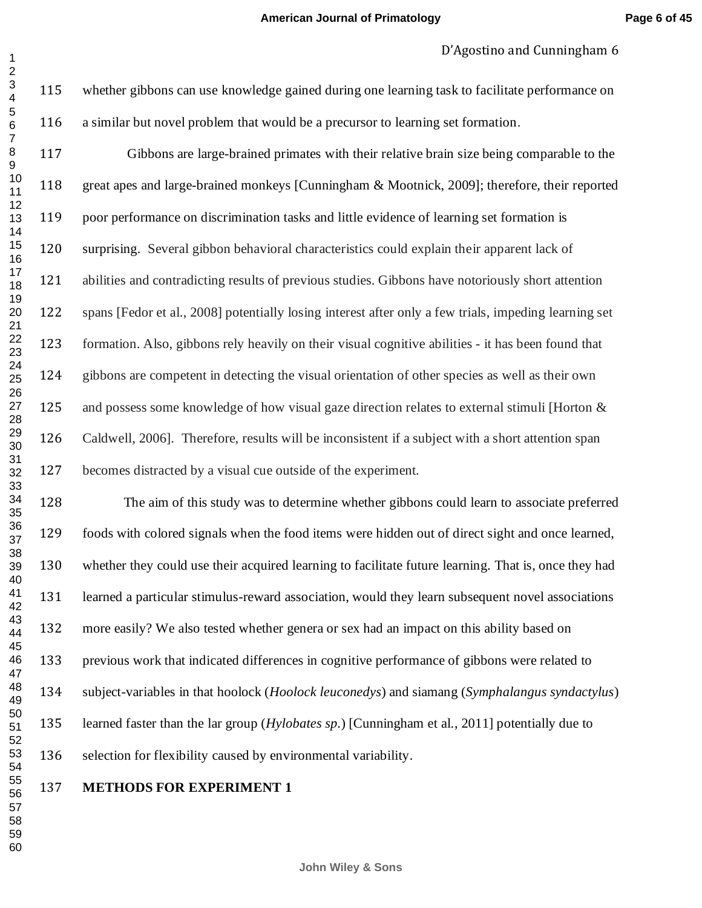whether gibbons can use knowledge gained during one learning task to facilitate performance on a similar but novel problem that would be a precursor to learning set formation.

Gibbons are large-brained primates with their relative brain size being comparable to the great apes and large-brained monkeys [Cunningham & Mootnick, 2009]; therefore, their reported poor performance on discrimination tasks and little evidence of learning set formation is surprising. Several gibbon behavioral characteristics could explain their apparent lack of abilities and contradicting results of previous studies. Gibbons have notoriously short attention spans [Fedor et al., 2008] potentially losing interest after only a few trials, impeding learning set formation. Also, gibbons rely heavily on their visual cognitive abilities - it has been found that gibbons are competent in detecting the visual orientation of other species as well as their own and possess some knowledge of how visual gaze direction relates to external stimuli [Horton & Caldwell, 2006]. Therefore, results will be inconsistent if a subject with a short attention span becomes distracted by a visual cue outside of the experiment.

The aim of this study was to determine whether gibbons could learn to associate preferred foods with colored signals when the food items were hidden out of direct sight and once learned, whether they could use their acquired learning to facilitate future learning. That is, once they had learned a particular stimulus-reward association, would they learn subsequent novel associations more easily? We also tested whether genera or sex had an impact on this ability based on previous work that indicated differences in cognitive performance of gibbons were related to subject-variables in that hoolock (*Hoolock leuconedys*) and siamang (*Symphalangus syndactylus*) learned faster than the lar group (*Hylobates sp.*) [Cunningham et al., 2011] potentially due to selection for flexibility caused by environmental variability.

**METHODS FOR EXPERIMENT 1**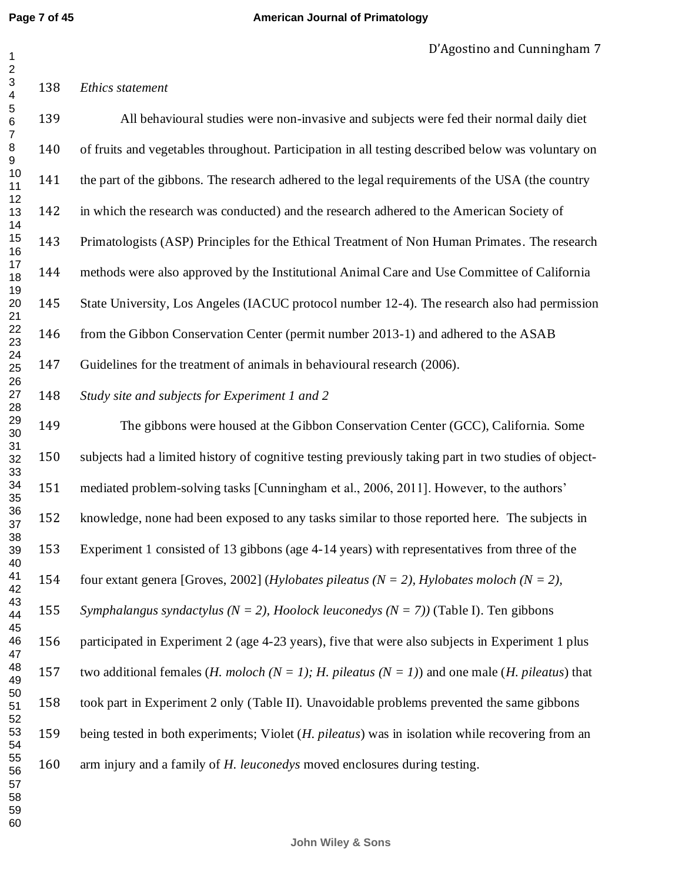*Ethics statement*

All behavioural studies were non-invasive and subjects were fed their normal daily diet of fruits and vegetables throughout. Participation in all testing described below was voluntary on the part of the gibbons. The research adhered to the legal requirements of the USA (the country in which the research was conducted) and the research adhered to the American Society of Primatologists (ASP) Principles for the Ethical Treatment of Non Human Primates. The research methods were also approved by the Institutional Animal Care and Use Committee of California State University, Los Angeles (IACUC protocol number 12-4). The research also had permission from the Gibbon Conservation Center (permit number 2013-1) and adhered to the ASAB Guidelines for the treatment of animals in behavioural research (2006).

*Study site and subjects for Experiment 1 and 2*

The gibbons were housed at the Gibbon Conservation Center (GCC), California. Some subjects had a limited history of cognitive testing previously taking part in two studies of object-mediated problem-solving tasks [Cunningham et al., 2006, 2011]. However, to the authors' knowledge, none had been exposed to any tasks similar to those reported here. The subjects in Experiment 1 consisted of 13 gibbons (age 4-14 years) with representatives from three of the four extant genera [Groves, 2002] (*Hylobates pileatus (N = 2), Hylobates moloch (N = 2), Symphalangus syndactylus (N = 2), Hoolock leuconedys (N = 7))* (Table I). Ten gibbons participated in Experiment 2 (age 4-23 years), five that were also subjects in Experiment 1 plus two additional females (*H. moloch (N = 1); H. pileatus (N = 1)*) and one male (*H. pileatus*) that took part in Experiment 2 only (Table II). Unavoidable problems prevented the same gibbons being tested in both experiments; Violet (*H. pileatus*) was in isolation while recovering from an arm injury and a family of *H. leuconedys* moved enclosures during testing.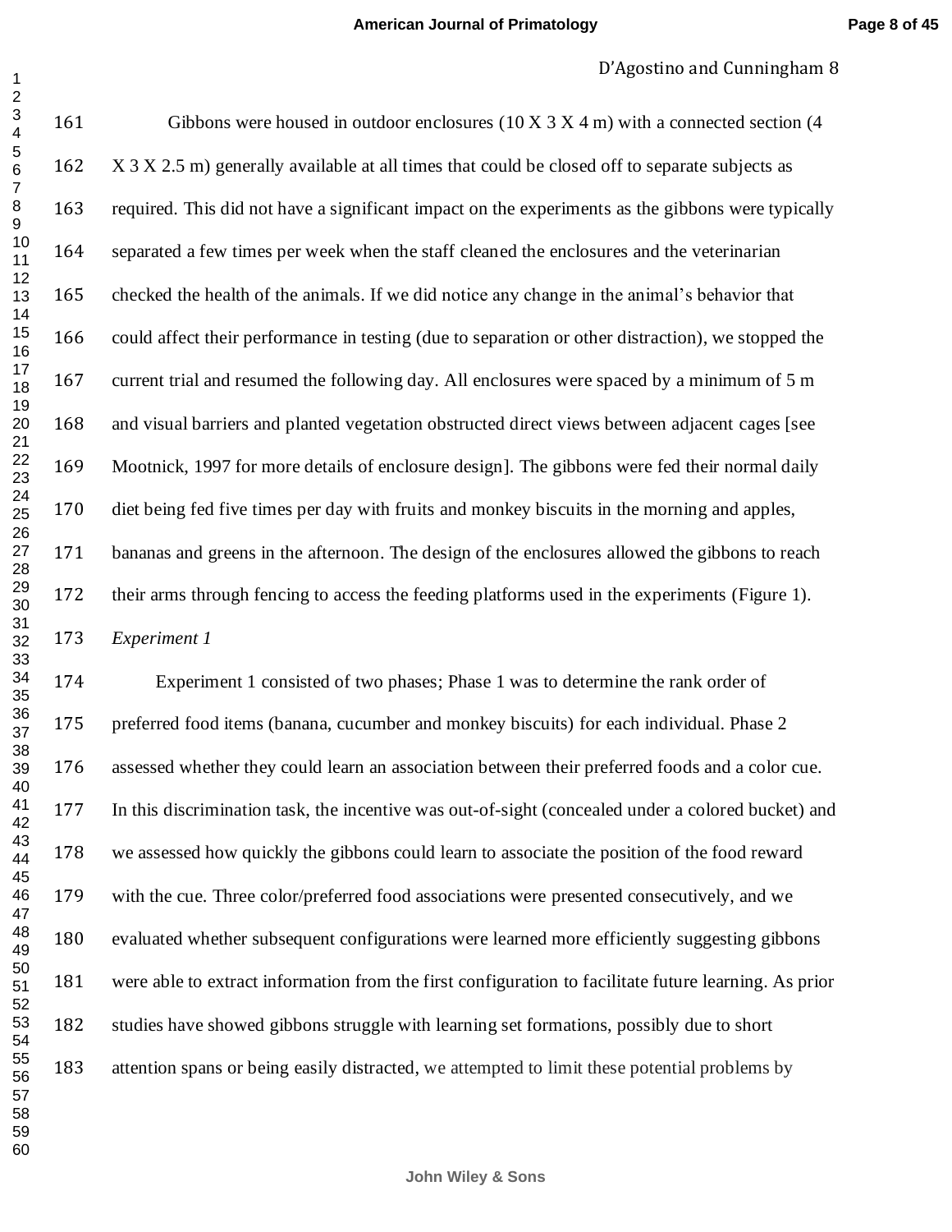Gibbons were housed in outdoor enclosures (10 X 3 X 4 m) with a connected section (4 X 3 X 2.5 m) generally available at all times that could be closed off to separate subjects as required. This did not have a significant impact on the experiments as the gibbons were typically separated a few times per week when the staff cleaned the enclosures and the veterinarian checked the health of the animals. If we did notice any change in the animal's behavior that could affect their performance in testing (due to separation or other distraction), we stopped the current trial and resumed the following day. All enclosures were spaced by a minimum of 5 m and visual barriers and planted vegetation obstructed direct views between adjacent cages [see Mootnick, 1997 for more details of enclosure design]. The gibbons were fed their normal daily diet being fed five times per day with fruits and monkey biscuits in the morning and apples, bananas and greens in the afternoon. The design of the enclosures allowed the gibbons to reach their arms through fencing to access the feeding platforms used in the experiments (Figure 1).

*Experiment 1*

Experiment 1 consisted of two phases; Phase 1 was to determine the rank order of preferred food items (banana, cucumber and monkey biscuits) for each individual. Phase 2 assessed whether they could learn an association between their preferred foods and a color cue. In this discrimination task, the incentive was out-of-sight (concealed under a colored bucket) and we assessed how quickly the gibbons could learn to associate the position of the food reward with the cue. Three color/preferred food associations were presented consecutively, and we evaluated whether subsequent configurations were learned more efficiently suggesting gibbons were able to extract information from the first configuration to facilitate future learning. As prior studies have showed gibbons struggle with learning set formations, possibly due to short attention spans or being easily distracted, we attempted to limit these potential problems by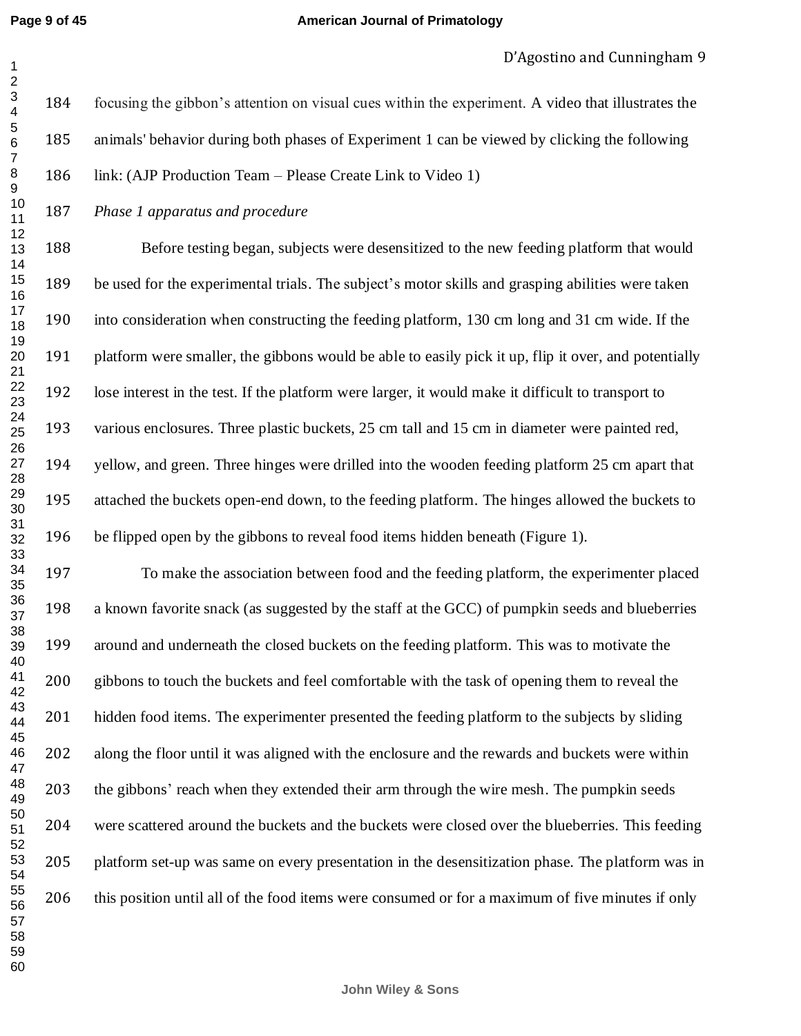focusing the gibbon's attention on visual cues within the experiment. A video that illustrates the animals' behavior during both phases of Experiment 1 can be viewed by clicking the following link: (AJP Production Team – Please Create Link to Video 1)

*Phase 1 apparatus and procedure*

Before testing began, subjects were desensitized to the new feeding platform that would be used for the experimental trials. The subject's motor skills and grasping abilities were taken into consideration when constructing the feeding platform, 130 cm long and 31 cm wide. If the platform were smaller, the gibbons would be able to easily pick it up, flip it over, and potentially lose interest in the test. If the platform were larger, it would make it difficult to transport to various enclosures. Three plastic buckets, 25 cm tall and 15 cm in diameter were painted red, yellow, and green. Three hinges were drilled into the wooden feeding platform 25 cm apart that attached the buckets open-end down, to the feeding platform. The hinges allowed the buckets to be flipped open by the gibbons to reveal food items hidden beneath (Figure 1).

To make the association between food and the feeding platform, the experimenter placed a known favorite snack (as suggested by the staff at the GCC) of pumpkin seeds and blueberries around and underneath the closed buckets on the feeding platform. This was to motivate the gibbons to touch the buckets and feel comfortable with the task of opening them to reveal the hidden food items. The experimenter presented the feeding platform to the subjects by sliding along the floor until it was aligned with the enclosure and the rewards and buckets were within the gibbons' reach when they extended their arm through the wire mesh. The pumpkin seeds were scattered around the buckets and the buckets were closed over the blueberries. This feeding platform set-up was same on every presentation in the desensitization phase. The platform was in this position until all of the food items were consumed or for a maximum of five minutes if only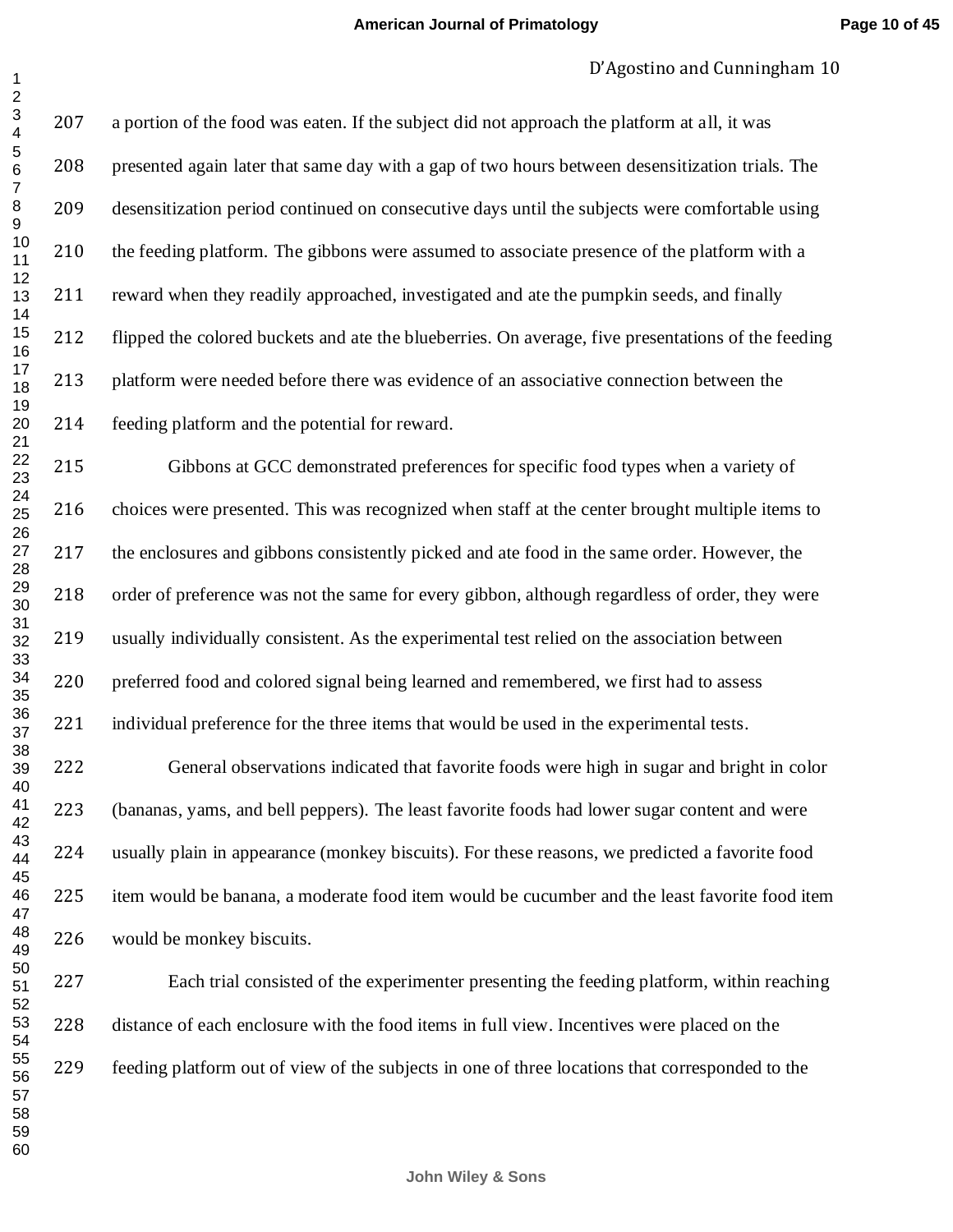a portion of the food was eaten. If the subject did not approach the platform at all, it was presented again later that same day with a gap of two hours between desensitization trials. The desensitization period continued on consecutive days until the subjects were comfortable using the feeding platform. The gibbons were assumed to associate presence of the platform with a reward when they readily approached, investigated and ate the pumpkin seeds, and finally flipped the colored buckets and ate the blueberries. On average, five presentations of the feeding platform were needed before there was evidence of an associative connection between the feeding platform and the potential for reward.

Gibbons at GCC demonstrated preferences for specific food types when a variety of choices were presented. This was recognized when staff at the center brought multiple items to the enclosures and gibbons consistently picked and ate food in the same order. However, the order of preference was not the same for every gibbon, although regardless of order, they were usually individually consistent. As the experimental test relied on the association between preferred food and colored signal being learned and remembered, we first had to assess individual preference for the three items that would be used in the experimental tests.

General observations indicated that favorite foods were high in sugar and bright in color (bananas, yams, and bell peppers). The least favorite foods had lower sugar content and were usually plain in appearance (monkey biscuits). For these reasons, we predicted a favorite food item would be banana, a moderate food item would be cucumber and the least favorite food item would be monkey biscuits.

Each trial consisted of the experimenter presenting the feeding platform, within reaching distance of each enclosure with the food items in full view. Incentives were placed on the feeding platform out of view of the subjects in one of three locations that corresponded to the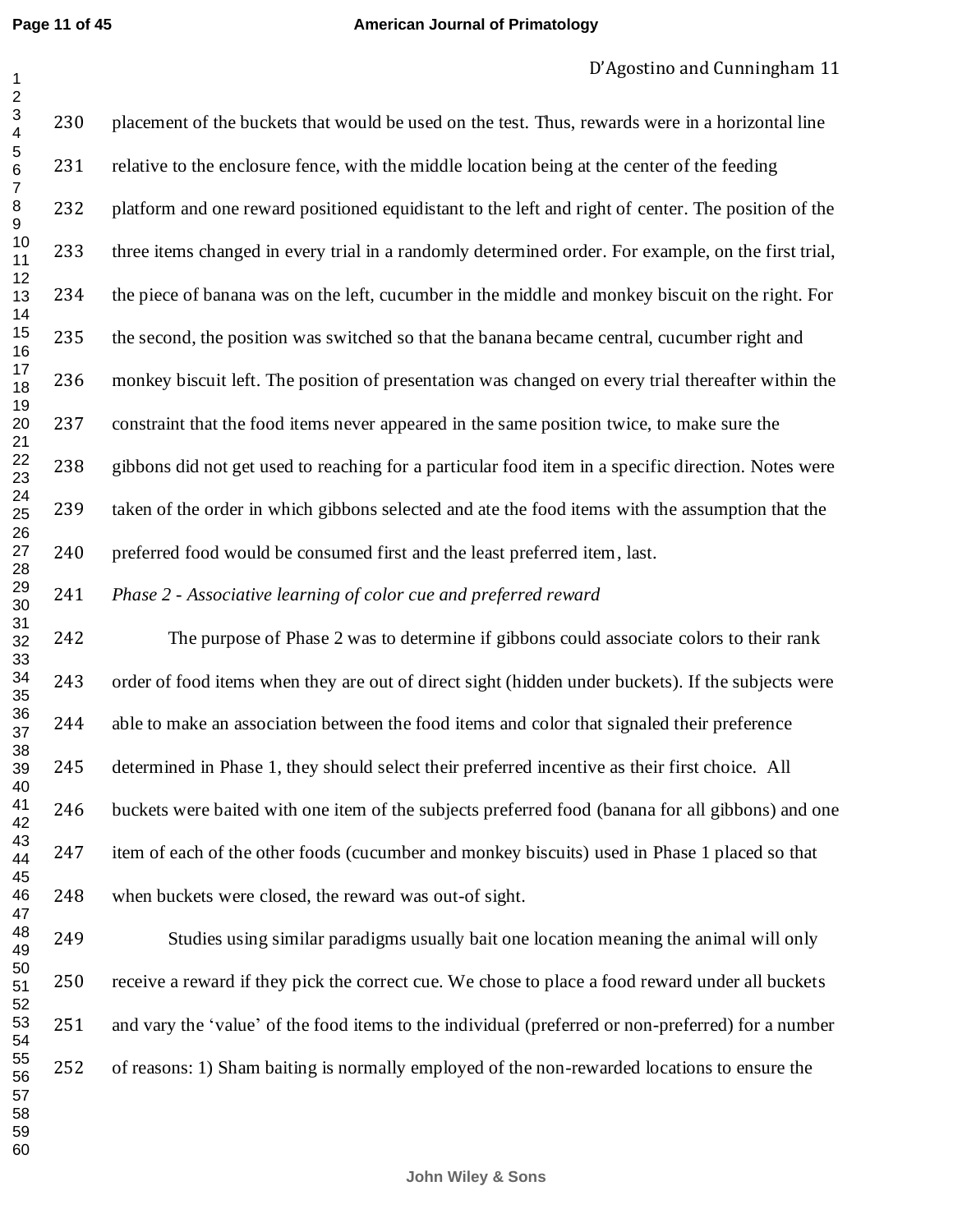placement of the buckets that would be used on the test. Thus, rewards were in a horizontal line relative to the enclosure fence, with the middle location being at the center of the feeding platform and one reward positioned equidistant to the left and right of center. The position of the three items changed in every trial in a randomly determined order. For example, on the first trial, the piece of banana was on the left, cucumber in the middle and monkey biscuit on the right. For the second, the position was switched so that the banana became central, cucumber right and monkey biscuit left. The position of presentation was changed on every trial thereafter within the constraint that the food items never appeared in the same position twice, to make sure the gibbons did not get used to reaching for a particular food item in a specific direction. Notes were taken of the order in which gibbons selected and ate the food items with the assumption that the preferred food would be consumed first and the least preferred item, last.

*Phase 2 - Associative learning of color cue and preferred reward*

The purpose of Phase 2 was to determine if gibbons could associate colors to their rank order of food items when they are out of direct sight (hidden under buckets). If the subjects were able to make an association between the food items and color that signaled their preference determined in Phase 1, they should select their preferred incentive as their first choice. All buckets were baited with one item of the subjects preferred food (banana for all gibbons) and one item of each of the other foods (cucumber and monkey biscuits) used in Phase 1 placed so that when buckets were closed, the reward was out-of sight.

Studies using similar paradigms usually bait one location meaning the animal will only receive a reward if they pick the correct cue. We chose to place a food reward under all buckets and vary the 'value' of the food items to the individual (preferred or non-preferred) for a number of reasons: 1) Sham baiting is normally employed of the non-rewarded locations to ensure the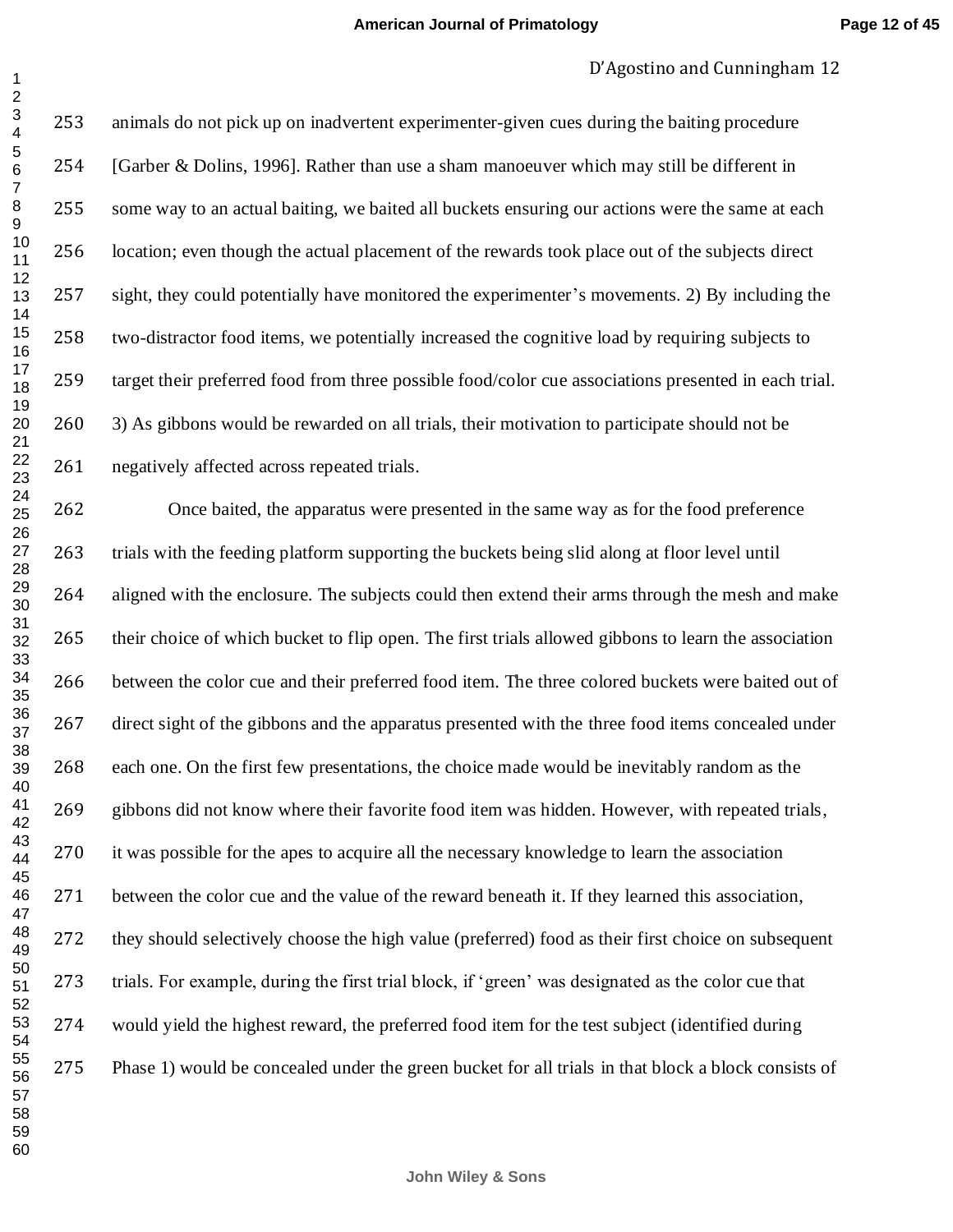animals do not pick up on inadvertent experimenter-given cues during the baiting procedure [Garber & Dolins, 1996]. Rather than use a sham manoeuver which may still be different in some way to an actual baiting, we baited all buckets ensuring our actions were the same at each location; even though the actual placement of the rewards took place out of the subjects direct sight, they could potentially have monitored the experimenter's movements. 2) By including the two-distractor food items, we potentially increased the cognitive load by requiring subjects to target their preferred food from three possible food/color cue associations presented in each trial. 3) As gibbons would be rewarded on all trials, their motivation to participate should not be negatively affected across repeated trials.

Once baited, the apparatus were presented in the same way as for the food preference trials with the feeding platform supporting the buckets being slid along at floor level until aligned with the enclosure. The subjects could then extend their arms through the mesh and make their choice of which bucket to flip open. The first trials allowed gibbons to learn the association between the color cue and their preferred food item. The three colored buckets were baited out of direct sight of the gibbons and the apparatus presented with the three food items concealed under each one. On the first few presentations, the choice made would be inevitably random as the gibbons did not know where their favorite food item was hidden. However, with repeated trials, it was possible for the apes to acquire all the necessary knowledge to learn the association between the color cue and the value of the reward beneath it. If they learned this association, they should selectively choose the high value (preferred) food as their first choice on subsequent trials. For example, during the first trial block, if 'green' was designated as the color cue that would yield the highest reward, the preferred food item for the test subject (identified during Phase 1) would be concealed under the green bucket for all trials in that block a block consists of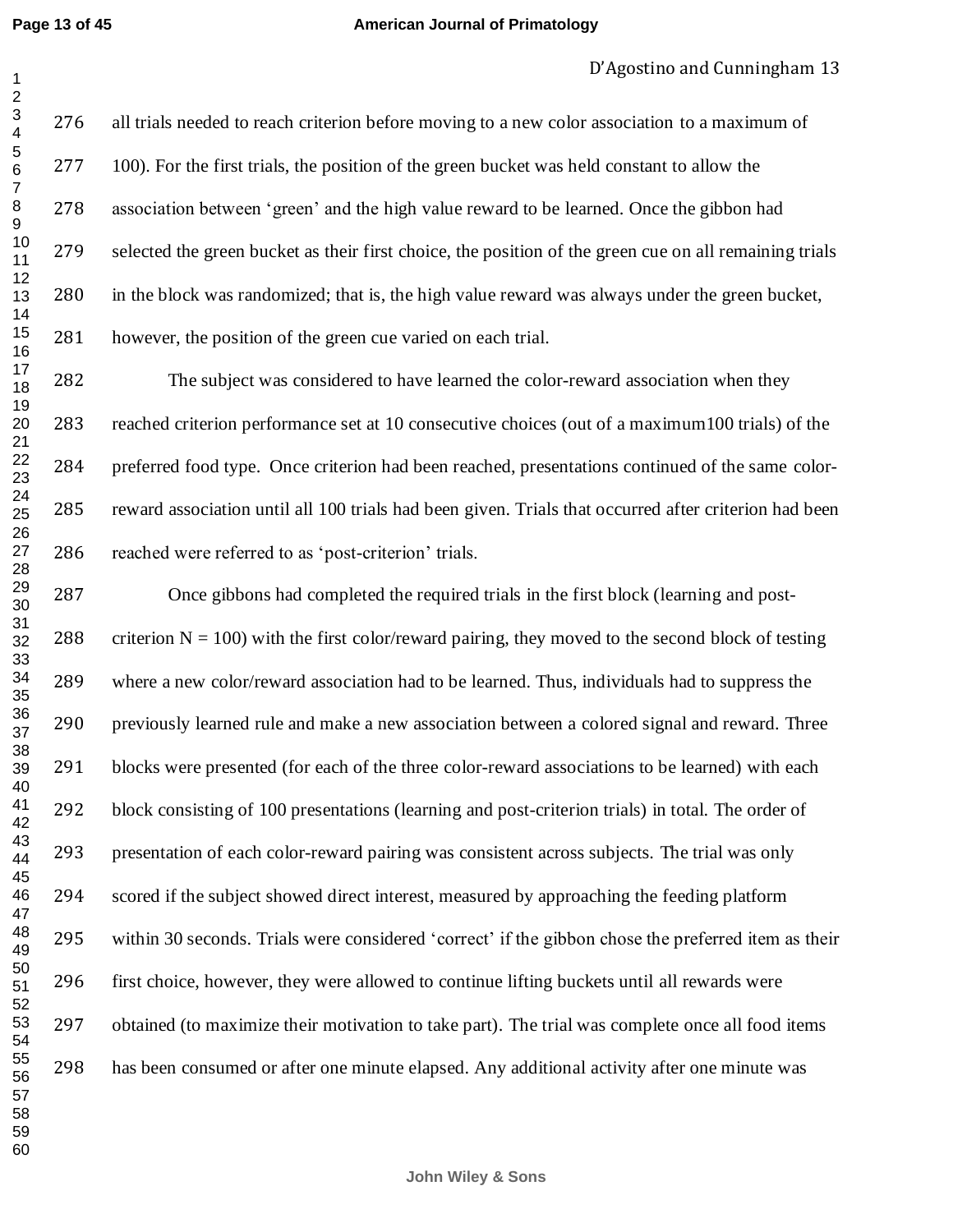all trials needed to reach criterion before moving to a new color association to a maximum of 100). For the first trials, the position of the green bucket was held constant to allow the association between 'green' and the high value reward to be learned. Once the gibbon had selected the green bucket as their first choice, the position of the green cue on all remaining trials in the block was randomized; that is, the high value reward was always under the green bucket, however, the position of the green cue varied on each trial.

The subject was considered to have learned the color-reward association when they reached criterion performance set at 10 consecutive choices (out of a maximum100 trials) of the preferred food type. Once criterion had been reached, presentations continued of the same color-reward association until all 100 trials had been given. Trials that occurred after criterion had been reached were referred to as 'post-criterion' trials.

Once gibbons had completed the required trials in the first block (learning and post-criterion N = 100) with the first color/reward pairing, they moved to the second block of testing where a new color/reward association had to be learned. Thus, individuals had to suppress the previously learned rule and make a new association between a colored signal and reward. Three blocks were presented (for each of the three color-reward associations to be learned) with each block consisting of 100 presentations (learning and post-criterion trials) in total. The order of presentation of each color-reward pairing was consistent across subjects. The trial was only scored if the subject showed direct interest, measured by approaching the feeding platform within 30 seconds. Trials were considered 'correct' if the gibbon chose the preferred item as their first choice, however, they were allowed to continue lifting buckets until all rewards were obtained (to maximize their motivation to take part). The trial was complete once all food items has been consumed or after one minute elapsed. Any additional activity after one minute was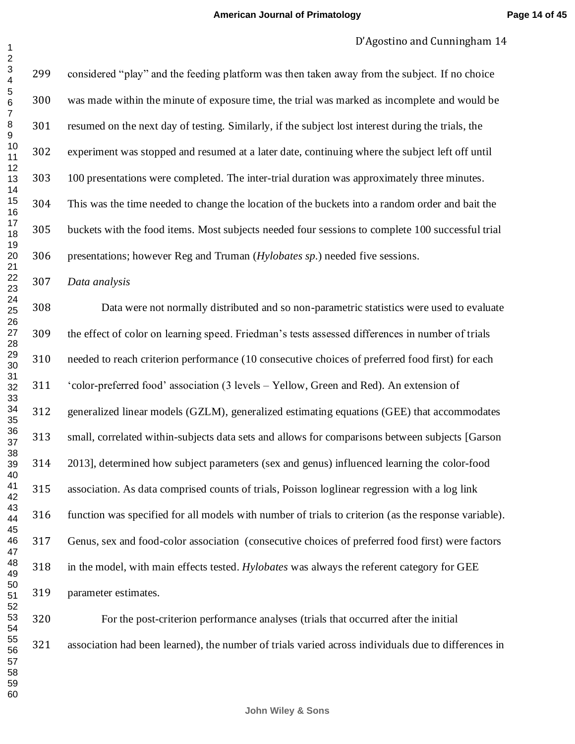considered "play" and the feeding platform was then taken away from the subject. If no choice was made within the minute of exposure time, the trial was marked as incomplete and would be resumed on the next day of testing. Similarly, if the subject lost interest during the trials, the experiment was stopped and resumed at a later date, continuing where the subject left off until 100 presentations were completed. The inter-trial duration was approximately three minutes. This was the time needed to change the location of the buckets into a random order and bait the buckets with the food items. Most subjects needed four sessions to complete 100 successful trial presentations; however Reg and Truman (*Hylobates sp.*) needed five sessions.

*Data analysis*

Data were not normally distributed and so non-parametric statistics were used to evaluate the effect of color on learning speed. Friedman's tests assessed differences in number of trials needed to reach criterion performance (10 consecutive choices of preferred food first) for each 'color-preferred food' association (3 levels – Yellow, Green and Red). An extension of generalized linear models (GZLM), generalized estimating equations (GEE) that accommodates small, correlated within-subjects data sets and allows for comparisons between subjects [Garson 2013], determined how subject parameters (sex and genus) influenced learning the color-food association. As data comprised counts of trials, Poisson loglinear regression with a log link function was specified for all models with number of trials to criterion (as the response variable). Genus, sex and food-color association (consecutive choices of preferred food first) were factors in the model, with main effects tested. *Hylobates* was always the referent category for GEE parameter estimates.

For the post-criterion performance analyses (trials that occurred after the initial association had been learned), the number of trials varied across individuals due to differences in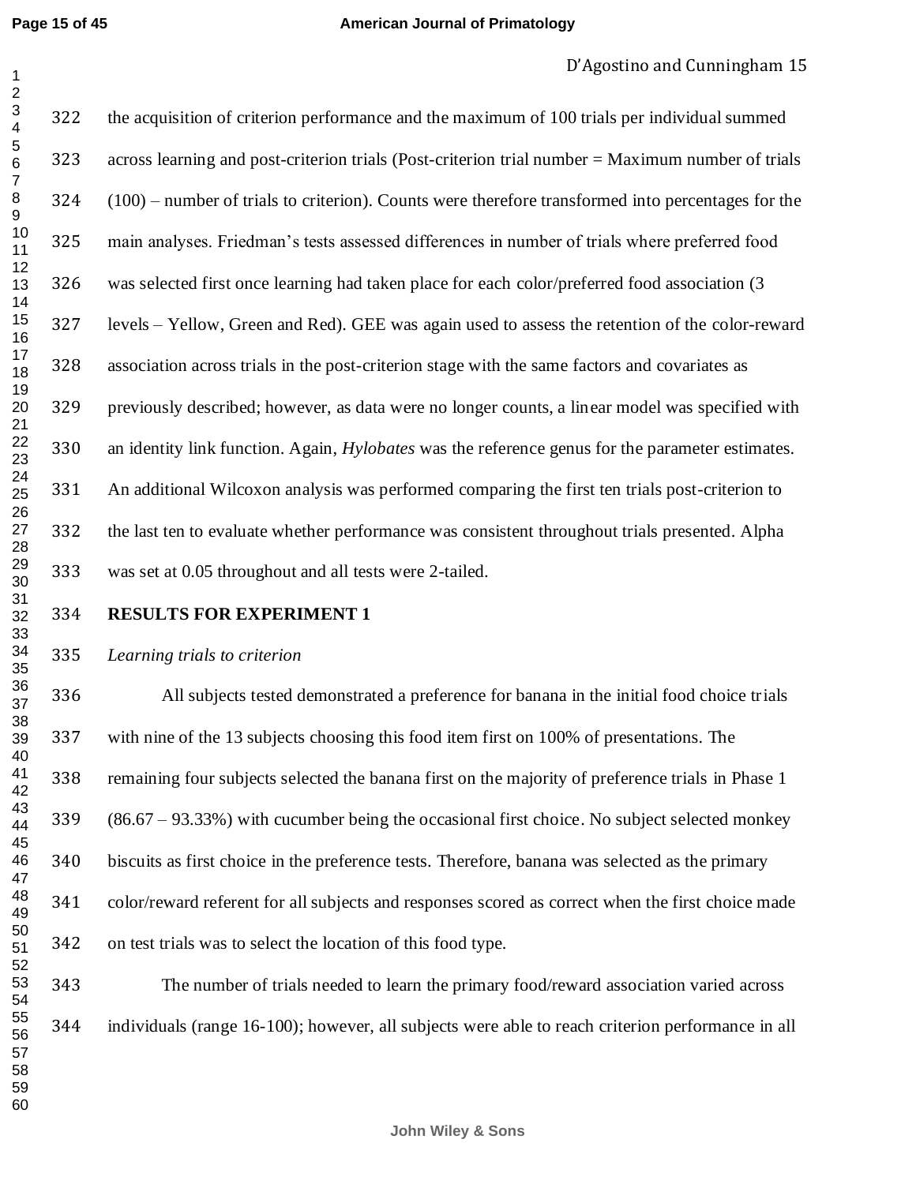the acquisition of criterion performance and the maximum of 100 trials per individual summed across learning and post-criterion trials (Post-criterion trial number = Maximum number of trials (100) – number of trials to criterion). Counts were therefore transformed into percentages for the main analyses. Friedman's tests assessed differences in number of trials where preferred food was selected first once learning had taken place for each color/preferred food association (3 levels – Yellow, Green and Red). GEE was again used to assess the retention of the color-reward association across trials in the post-criterion stage with the same factors and covariates as previously described; however, as data were no longer counts, a linear model was specified with an identity link function. Again, *Hylobates* was the reference genus for the parameter estimates. An additional Wilcoxon analysis was performed comparing the first ten trials post-criterion to the last ten to evaluate whether performance was consistent throughout trials presented. Alpha was set at 0.05 throughout and all tests were 2-tailed.

## RESULTS FOR EXPERIMENT 1

*Learning trials to criterion*

All subjects tested demonstrated a preference for banana in the initial food choice trials with nine of the 13 subjects choosing this food item first on 100% of presentations. The remaining four subjects selected the banana first on the majority of preference trials in Phase 1 (86.67 – 93.33%) with cucumber being the occasional first choice. No subject selected monkey biscuits as first choice in the preference tests. Therefore, banana was selected as the primary color/reward referent for all subjects and responses scored as correct when the first choice made on test trials was to select the location of this food type.

The number of trials needed to learn the primary food/reward association varied across individuals (range 16-100); however, all subjects were able to reach criterion performance in all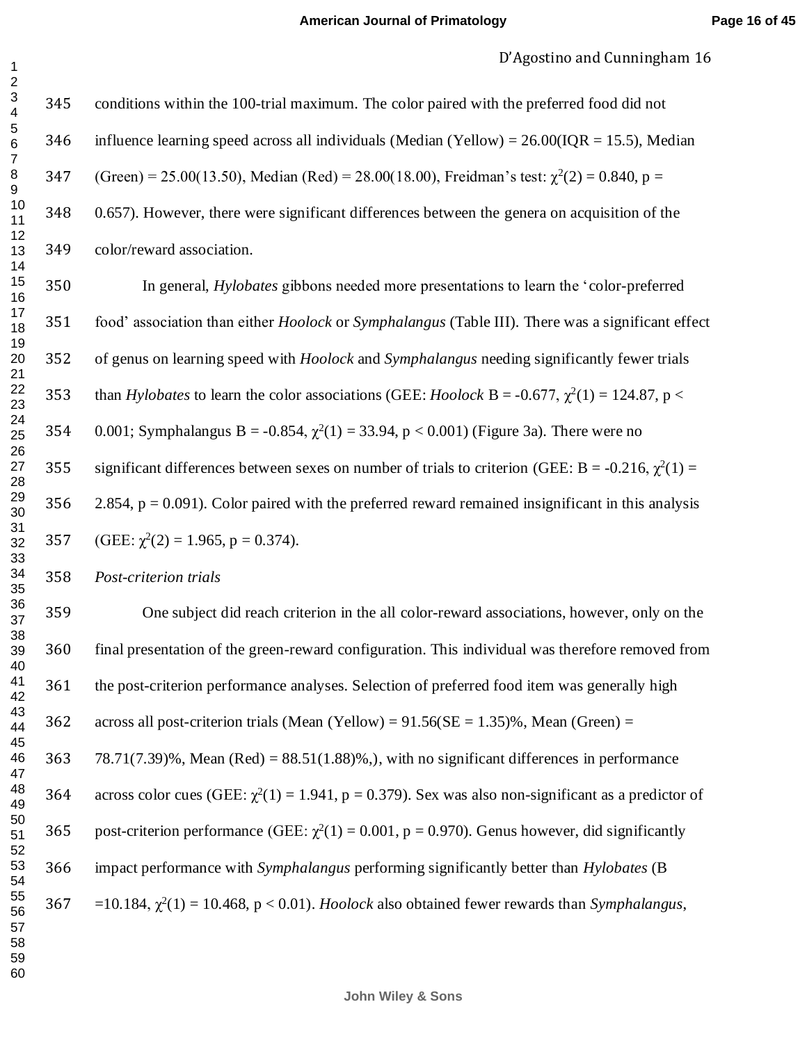conditions within the 100-trial maximum. The color paired with the preferred food did not influence learning speed across all individuals (Median (Yellow) = 26.00(IQR = 15.5), Median (Green) = 25.00(13.50), Median (Red) = 28.00(18.00), Freidman's test: $\chi^2(2) = 0.840$, $p = 0.657$). However, there were significant differences between the genera on acquisition of the color/reward association.

In general, *Hylobates* gibbons needed more presentations to learn the 'color-preferred food' association than either *Hoolock* or *Symphalangus* (Table III). There was a significant effect of genus on learning speed with *Hoolock* and *Symphalangus* needing significantly fewer trials than *Hylobates* to learn the color associations (GEE: *Hoolock* B = -0.677, $\chi^2(1) = 124.87$, $p < 0.001$; Symphalangus B = -0.854, $\chi^2(1) = 33.94$, $p < 0.001$) (Figure 3a). There were no significant differences between sexes on number of trials to criterion (GEE: B = -0.216, $\chi^2(1) = 2.854$, $p = 0.091$). Color paired with the preferred reward remained insignificant in this analysis (GEE: $\chi^2(2) = 1.965$, $p = 0.374$).

*Post-criterion trials*

One subject did reach criterion in the all color-reward associations, however, only on the final presentation of the green-reward configuration. This individual was therefore removed from the post-criterion performance analyses. Selection of preferred food item was generally high across all post-criterion trials (Mean (Yellow) = 91.56(SE = 1.35)%, Mean (Green) = 78.71(7.39)%, Mean (Red) = 88.51(1.88)%,), with no significant differences in performance across color cues (GEE: $\chi^2(1) = 1.941$, $p = 0.379$). Sex was also non-significant as a predictor of post-criterion performance (GEE: $\chi^2(1) = 0.001$, $p = 0.970$). Genus however, did significantly impact performance with *Symphalangus* performing significantly better than *Hylobates* (B =10.184, $\chi^2(1) = 10.468$, $p < 0.01$). *Hoolock* also obtained fewer rewards than *Symphalangus*,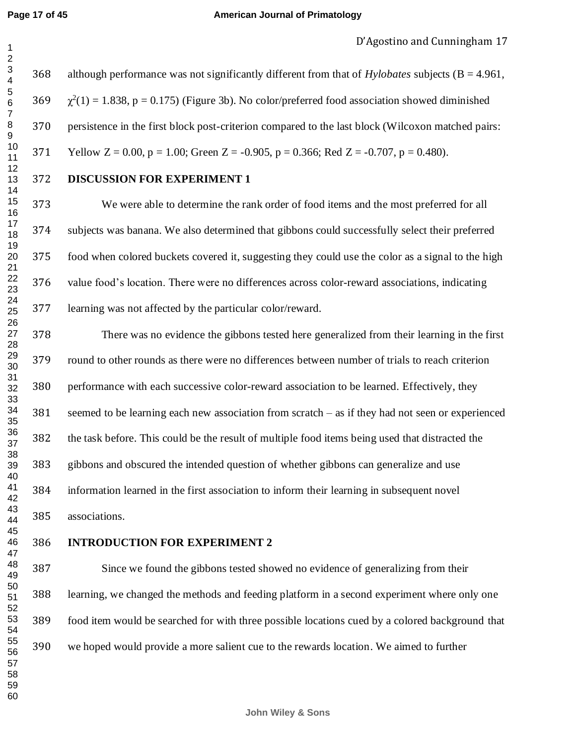although performance was not significantly different from that of *Hylobates* subjects (B = 4.961, $\chi^2(1) = 1.838$, $p = 0.175$) (Figure 3b). No color/preferred food association showed diminished persistence in the first block post-criterion compared to the last block (Wilcoxon matched pairs: Yellow $Z = 0.00$, $p = 1.00$; Green $Z = -0.905$, $p = 0.366$; Red $Z = -0.707$, $p = 0.480$).

## DISCUSSION FOR EXPERIMENT 1

We were able to determine the rank order of food items and the most preferred for all subjects was banana. We also determined that gibbons could successfully select their preferred food when colored buckets covered it, suggesting they could use the color as a signal to the high value food's location. There were no differences across color-reward associations, indicating learning was not affected by the particular color/reward.

There was no evidence the gibbons tested here generalized from their learning in the first round to other rounds as there were no differences between number of trials to reach criterion performance with each successive color-reward association to be learned. Effectively, they seemed to be learning each new association from scratch – as if they had not seen or experienced the task before. This could be the result of multiple food items being used that distracted the gibbons and obscured the intended question of whether gibbons can generalize and use information learned in the first association to inform their learning in subsequent novel associations.

## INTRODUCTION FOR EXPERIMENT 2

Since we found the gibbons tested showed no evidence of generalizing from their learning, we changed the methods and feeding platform in a second experiment where only one food item would be searched for with three possible locations cued by a colored background that we hoped would provide a more salient cue to the rewards location. We aimed to further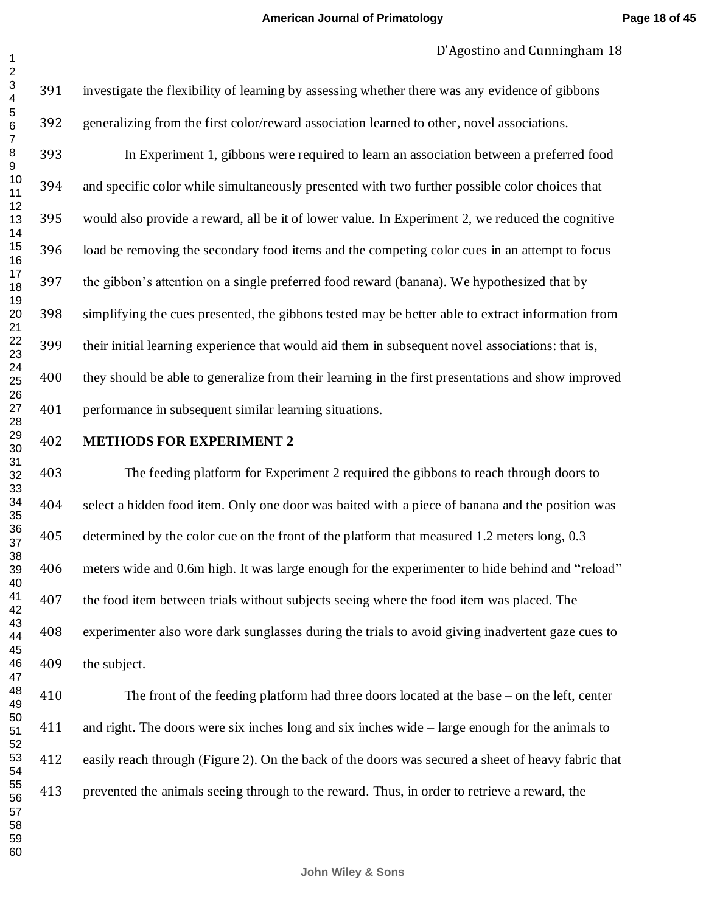investigate the flexibility of learning by assessing whether there was any evidence of gibbons generalizing from the first color/reward association learned to other, novel associations.

In Experiment 1, gibbons were required to learn an association between a preferred food and specific color while simultaneously presented with two further possible color choices that would also provide a reward, all be it of lower value. In Experiment 2, we reduced the cognitive load be removing the secondary food items and the competing color cues in an attempt to focus the gibbon's attention on a single preferred food reward (banana). We hypothesized that by simplifying the cues presented, the gibbons tested may be better able to extract information from their initial learning experience that would aid them in subsequent novel associations: that is, they should be able to generalize from their learning in the first presentations and show improved performance in subsequent similar learning situations.

## METHODS FOR EXPERIMENT 2

The feeding platform for Experiment 2 required the gibbons to reach through doors to select a hidden food item. Only one door was baited with a piece of banana and the position was determined by the color cue on the front of the platform that measured 1.2 meters long, 0.3 meters wide and 0.6m high. It was large enough for the experimenter to hide behind and "reload" the food item between trials without subjects seeing where the food item was placed. The experimenter also wore dark sunglasses during the trials to avoid giving inadvertent gaze cues to the subject.

The front of the feeding platform had three doors located at the base – on the left, center and right. The doors were six inches long and six inches wide – large enough for the animals to easily reach through (Figure 2). On the back of the doors was secured a sheet of heavy fabric that prevented the animals seeing through to the reward. Thus, in order to retrieve a reward, the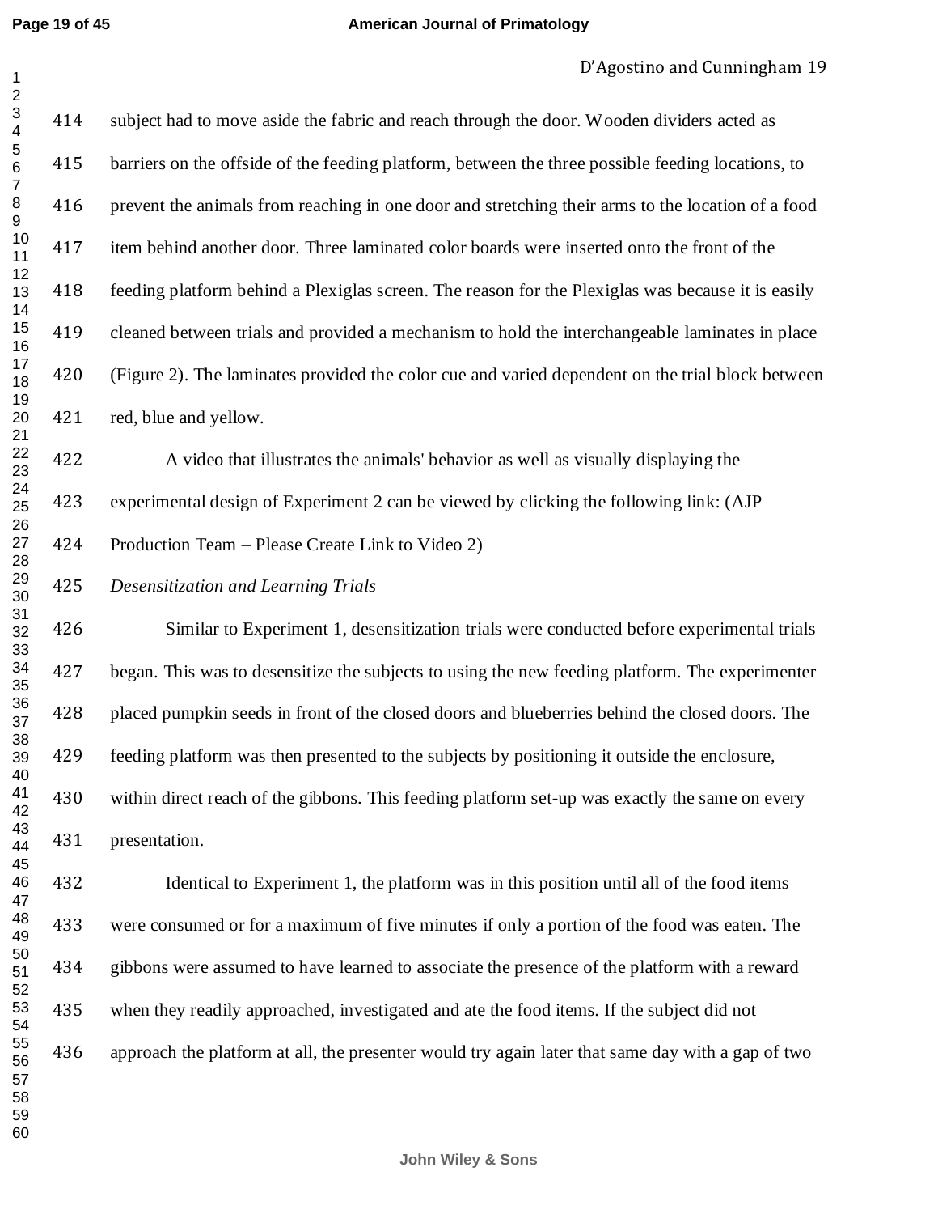subject had to move aside the fabric and reach through the door. Wooden dividers acted as barriers on the offside of the feeding platform, between the three possible feeding locations, to prevent the animals from reaching in one door and stretching their arms to the location of a food item behind another door. Three laminated color boards were inserted onto the front of the feeding platform behind a Plexiglas screen. The reason for the Plexiglas was because it is easily cleaned between trials and provided a mechanism to hold the interchangeable laminates in place (Figure 2). The laminates provided the color cue and varied dependent on the trial block between red, blue and yellow.

A video that illustrates the animals' behavior as well as visually displaying the experimental design of Experiment 2 can be viewed by clicking the following link: (AJP Production Team – Please Create Link to Video 2)

*Desensitization and Learning Trials*

Similar to Experiment 1, desensitization trials were conducted before experimental trials began. This was to desensitize the subjects to using the new feeding platform. The experimenter placed pumpkin seeds in front of the closed doors and blueberries behind the closed doors. The feeding platform was then presented to the subjects by positioning it outside the enclosure, within direct reach of the gibbons. This feeding platform set-up was exactly the same on every presentation.

Identical to Experiment 1, the platform was in this position until all of the food items were consumed or for a maximum of five minutes if only a portion of the food was eaten. The gibbons were assumed to have learned to associate the presence of the platform with a reward when they readily approached, investigated and ate the food items. If the subject did not approach the platform at all, the presenter would try again later that same day with a gap of two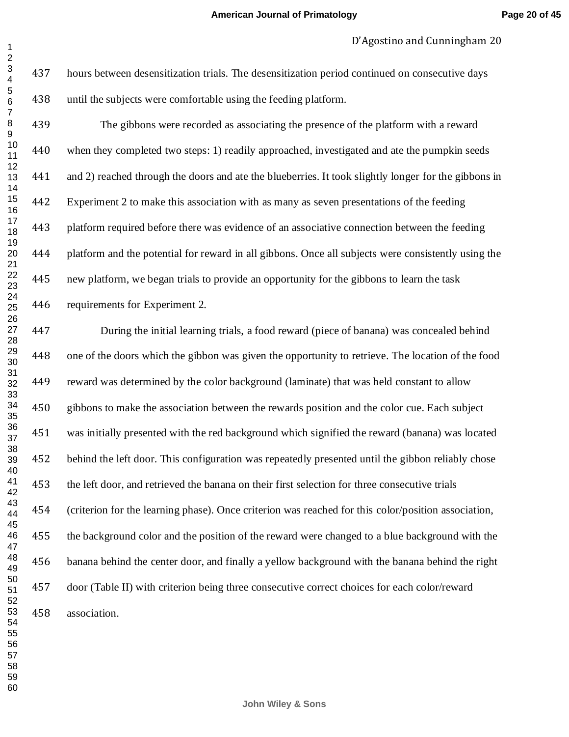hours between desensitization trials. The desensitization period continued on consecutive days until the subjects were comfortable using the feeding platform.

The gibbons were recorded as associating the presence of the platform with a reward when they completed two steps: 1) readily approached, investigated and ate the pumpkin seeds and 2) reached through the doors and ate the blueberries. It took slightly longer for the gibbons in Experiment 2 to make this association with as many as seven presentations of the feeding platform required before there was evidence of an associative connection between the feeding platform and the potential for reward in all gibbons. Once all subjects were consistently using the new platform, we began trials to provide an opportunity for the gibbons to learn the task requirements for Experiment 2.

During the initial learning trials, a food reward (piece of banana) was concealed behind one of the doors which the gibbon was given the opportunity to retrieve. The location of the food reward was determined by the color background (laminate) that was held constant to allow gibbons to make the association between the rewards position and the color cue. Each subject was initially presented with the red background which signified the reward (banana) was located behind the left door. This configuration was repeatedly presented until the gibbon reliably chose the left door, and retrieved the banana on their first selection for three consecutive trials (criterion for the learning phase). Once criterion was reached for this color/position association, the background color and the position of the reward were changed to a blue background with the banana behind the center door, and finally a yellow background with the banana behind the right door (Table II) with criterion being three consecutive correct choices for each color/reward association.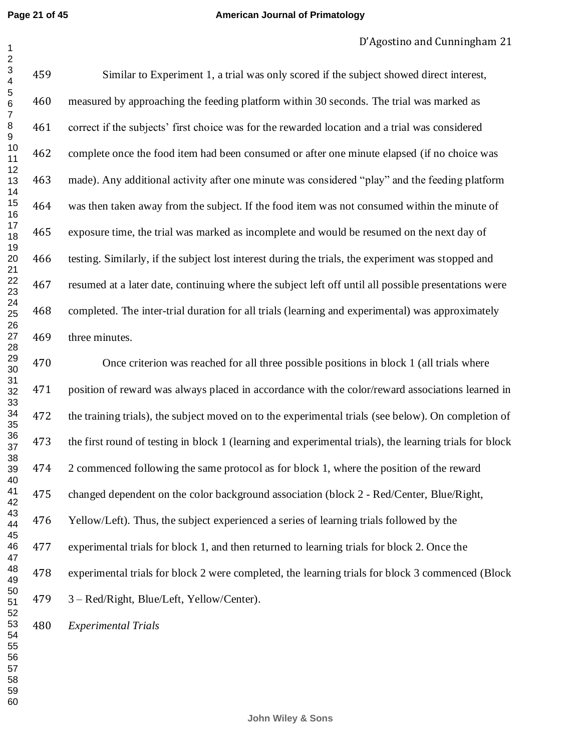Similar to Experiment 1, a trial was only scored if the subject showed direct interest, measured by approaching the feeding platform within 30 seconds. The trial was marked as correct if the subjects' first choice was for the rewarded location and a trial was considered complete once the food item had been consumed or after one minute elapsed (if no choice was made). Any additional activity after one minute was considered "play" and the feeding platform was then taken away from the subject. If the food item was not consumed within the minute of exposure time, the trial was marked as incomplete and would be resumed on the next day of testing. Similarly, if the subject lost interest during the trials, the experiment was stopped and resumed at a later date, continuing where the subject left off until all possible presentations were completed. The inter-trial duration for all trials (learning and experimental) was approximately three minutes.

Once criterion was reached for all three possible positions in block 1 (all trials where position of reward was always placed in accordance with the color/reward associations learned in the training trials), the subject moved on to the experimental trials (see below). On completion of the first round of testing in block 1 (learning and experimental trials), the learning trials for block 2 commenced following the same protocol as for block 1, where the position of the reward changed dependent on the color background association (block 2 - Red/Center, Blue/Right, Yellow/Left). Thus, the subject experienced a series of learning trials followed by the experimental trials for block 1, and then returned to learning trials for block 2. Once the experimental trials for block 2 were completed, the learning trials for block 3 commenced (Block 3 – Red/Right, Blue/Left, Yellow/Center).

*Experimental Trials*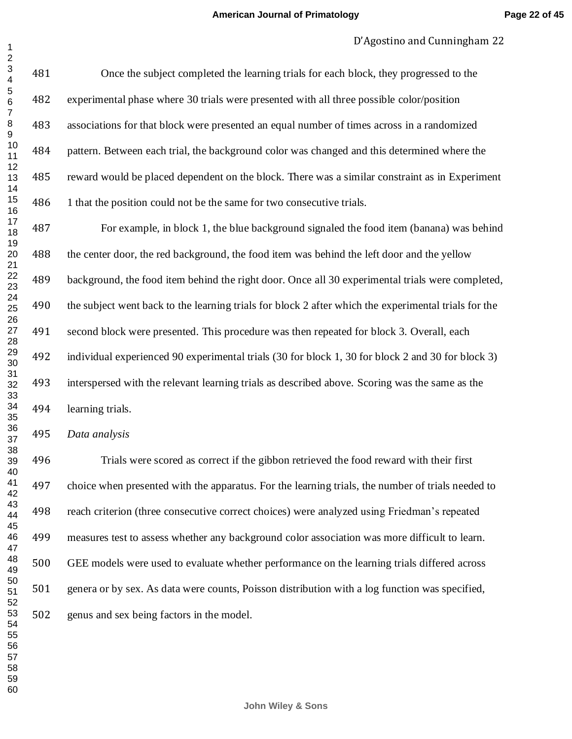Once the subject completed the learning trials for each block, they progressed to the experimental phase where 30 trials were presented with all three possible color/position associations for that block were presented an equal number of times across in a randomized pattern. Between each trial, the background color was changed and this determined where the reward would be placed dependent on the block. There was a similar constraint as in Experiment 1 that the position could not be the same for two consecutive trials.

For example, in block 1, the blue background signaled the food item (banana) was behind the center door, the red background, the food item was behind the left door and the yellow background, the food item behind the right door. Once all 30 experimental trials were completed, the subject went back to the learning trials for block 2 after which the experimental trials for the second block were presented. This procedure was then repeated for block 3. Overall, each individual experienced 90 experimental trials (30 for block 1, 30 for block 2 and 30 for block 3) interspersed with the relevant learning trials as described above. Scoring was the same as the learning trials.

*Data analysis*

Trials were scored as correct if the gibbon retrieved the food reward with their first choice when presented with the apparatus. For the learning trials, the number of trials needed to reach criterion (three consecutive correct choices) were analyzed using Friedman's repeated measures test to assess whether any background color association was more difficult to learn. GEE models were used to evaluate whether performance on the learning trials differed across genera or by sex. As data were counts, Poisson distribution with a log function was specified, genus and sex being factors in the model.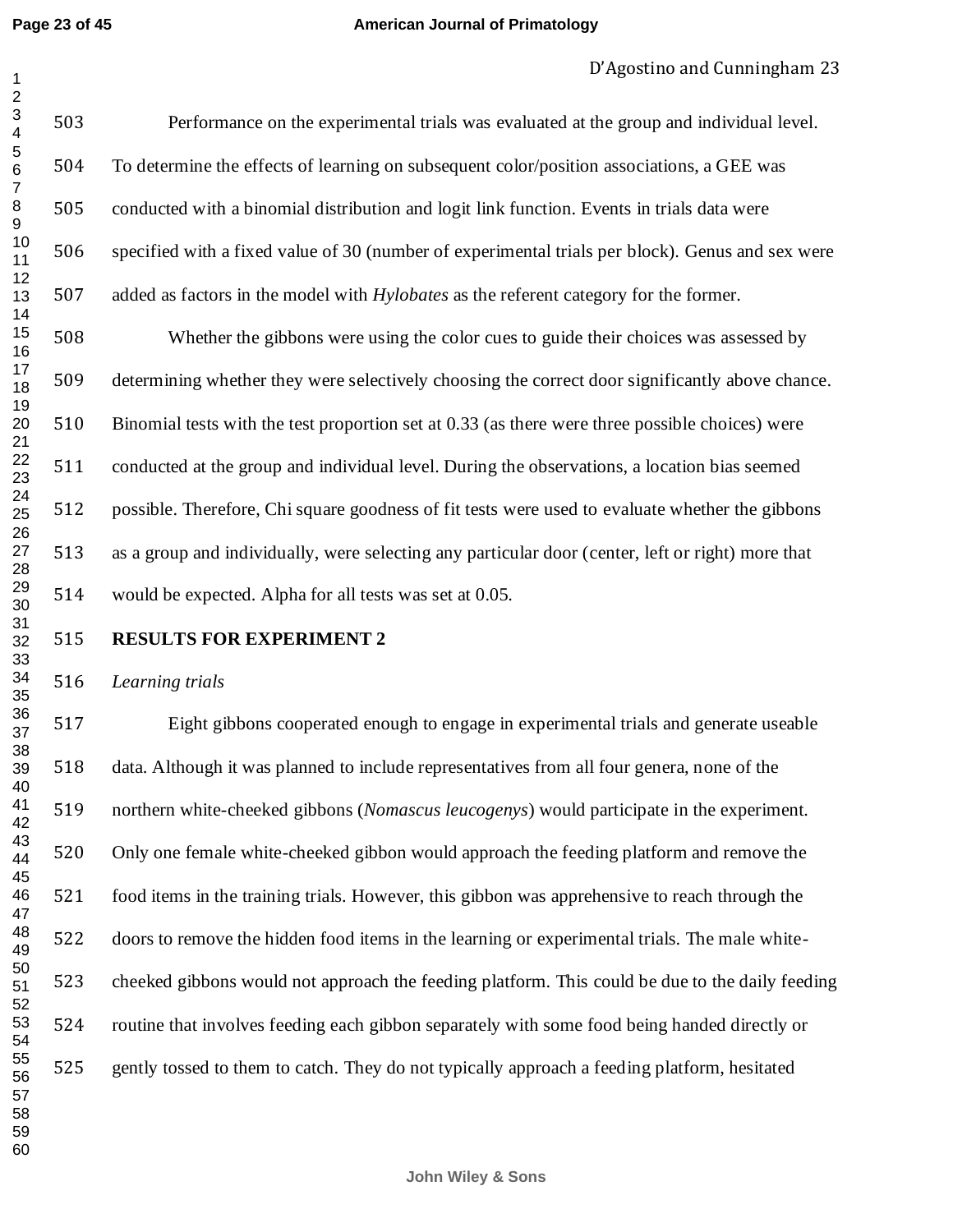Performance on the experimental trials was evaluated at the group and individual level. To determine the effects of learning on subsequent color/position associations, a GEE was conducted with a binomial distribution and logit link function. Events in trials data were specified with a fixed value of 30 (number of experimental trials per block). Genus and sex were added as factors in the model with *Hylobates* as the referent category for the former.

Whether the gibbons were using the color cues to guide their choices was assessed by determining whether they were selectively choosing the correct door significantly above chance. Binomial tests with the test proportion set at 0.33 (as there were three possible choices) were conducted at the group and individual level. During the observations, a location bias seemed possible. Therefore, Chi square goodness of fit tests were used to evaluate whether the gibbons as a group and individually, were selecting any particular door (center, left or right) more that would be expected. Alpha for all tests was set at 0.05.

## RESULTS FOR EXPERIMENT 2

*Learning trials*

Eight gibbons cooperated enough to engage in experimental trials and generate useable data. Although it was planned to include representatives from all four genera, none of the northern white-cheeked gibbons (*Nomascus leucogenys*) would participate in the experiment. Only one female white-cheeked gibbon would approach the feeding platform and remove the food items in the training trials. However, this gibbon was apprehensive to reach through the doors to remove the hidden food items in the learning or experimental trials. The male white-cheeked gibbons would not approach the feeding platform. This could be due to the daily feeding routine that involves feeding each gibbon separately with some food being handed directly or gently tossed to them to catch. They do not typically approach a feeding platform, hesitated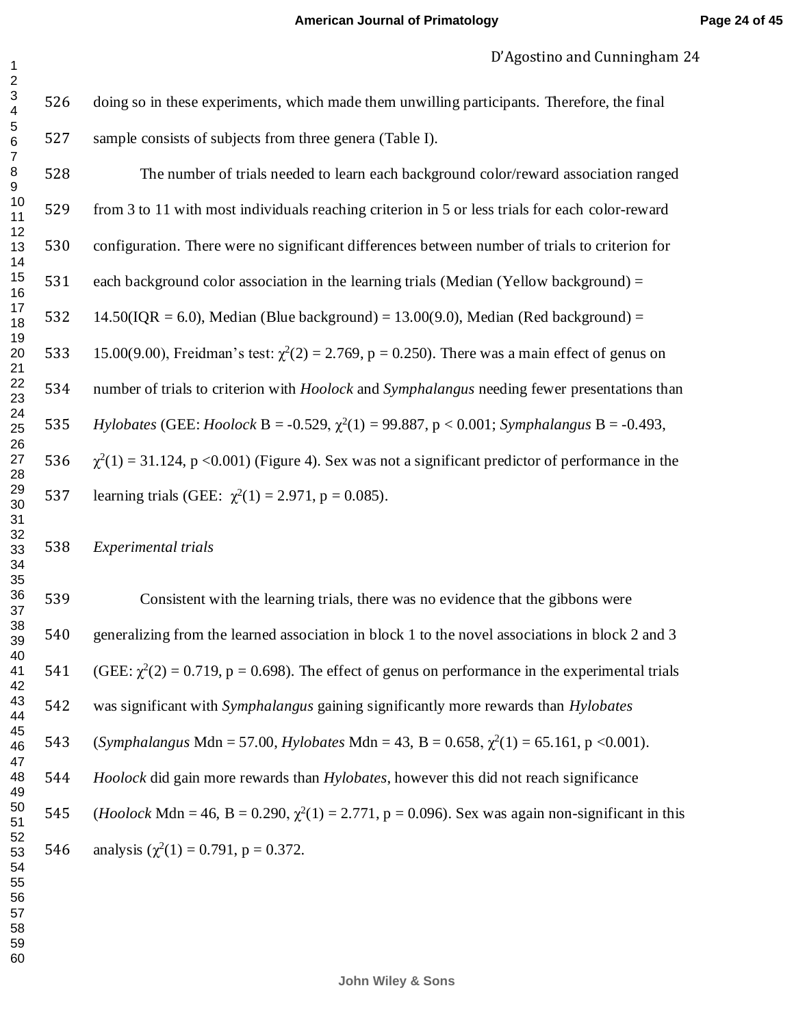doing so in these experiments, which made them unwilling participants. Therefore, the final sample consists of subjects from three genera (Table I).

The number of trials needed to learn each background color/reward association ranged from 3 to 11 with most individuals reaching criterion in 5 or less trials for each color-reward configuration. There were no significant differences between number of trials to criterion for each background color association in the learning trials (Median (Yellow background) = 14.50(IQR = 6.0), Median (Blue background) = 13.00(9.0), Median (Red background) = 15.00(9.00), Freidman's test: $\chi^2(2) = 2.769$, $p = 0.250$). There was a main effect of genus on number of trials to criterion with *Hoolock* and *Symphalangus* needing fewer presentations than *Hylobates* (GEE: *Hoolock* B = -0.529, $\chi^2(1) = 99.887$, $p < 0.001$; *Symphalangus* B = -0.493, $\chi^2(1) = 31.124$, $p < 0.001$) (Figure 4). Sex was not a significant predictor of performance in the learning trials (GEE: $\chi^2(1) = 2.971$, $p = 0.085$).

*Experimental trials*

Consistent with the learning trials, there was no evidence that the gibbons were generalizing from the learned association in block 1 to the novel associations in block 2 and 3 (GEE: $\chi^2(2) = 0.719$, $p = 0.698$). The effect of genus on performance in the experimental trials was significant with *Symphalangus* gaining significantly more rewards than *Hylobates* (*Symphalangus* Mdn = 57.00, *Hylobates* Mdn = 43, B = 0.658, $\chi^2(1) = 65.161$, $p < 0.001$). *Hoolock* did gain more rewards than *Hylobates*, however this did not reach significance (*Hoolock* Mdn = 46, B = 0.290, $\chi^2(1) = 2.771$, $p = 0.096$). Sex was again non-significant in this analysis ($\chi^2(1) = 0.791$, $p = 0.372$.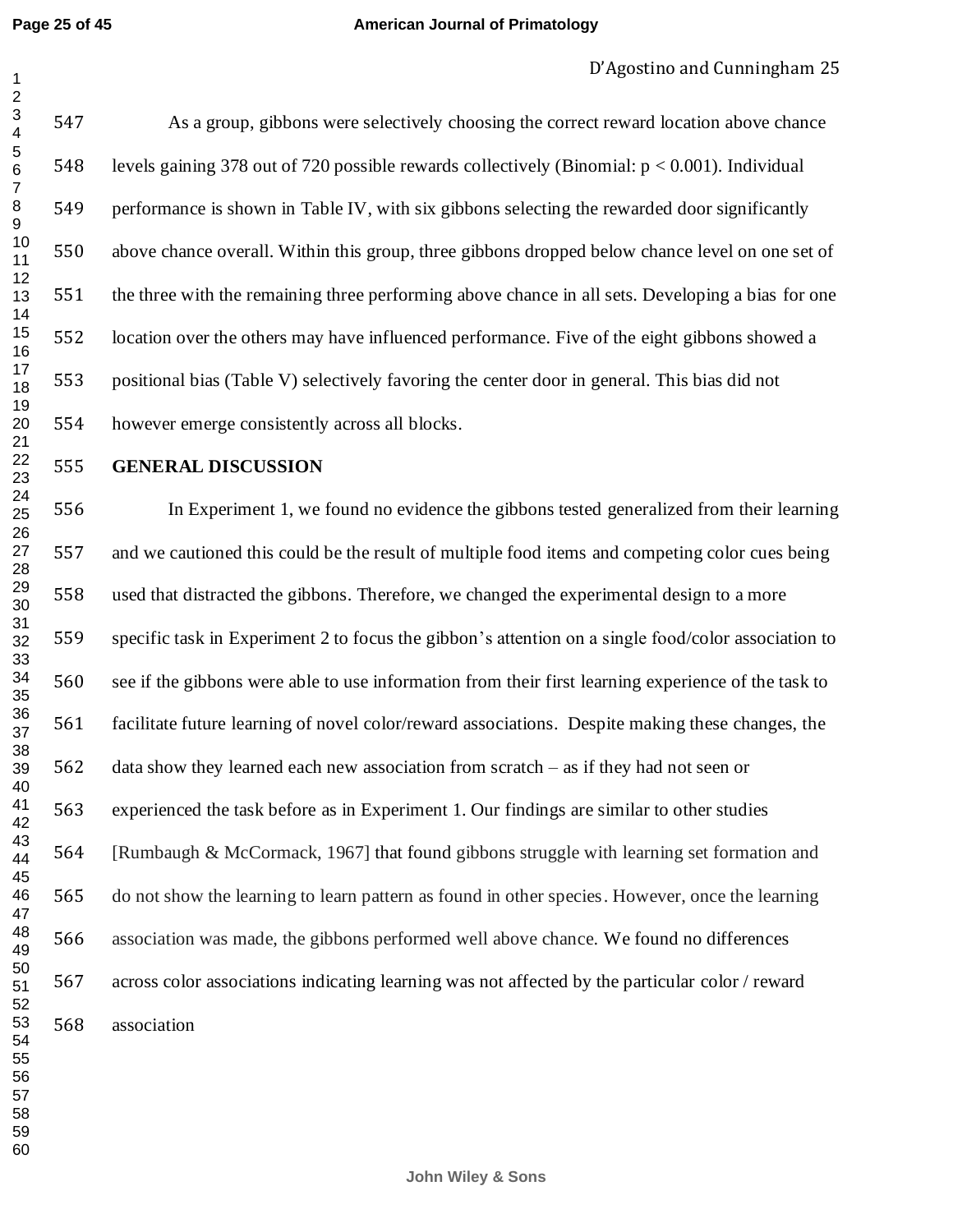As a group, gibbons were selectively choosing the correct reward location above chance levels gaining 378 out of 720 possible rewards collectively (Binomial: $p < 0.001$). Individual performance is shown in Table IV, with six gibbons selecting the rewarded door significantly above chance overall. Within this group, three gibbons dropped below chance level on one set of the three with the remaining three performing above chance in all sets. Developing a bias for one location over the others may have influenced performance. Five of the eight gibbons showed a positional bias (Table V) selectively favoring the center door in general. This bias did not however emerge consistently across all blocks.

## GENERAL DISCUSSION

In Experiment 1, we found no evidence the gibbons tested generalized from their learning and we cautioned this could be the result of multiple food items and competing color cues being used that distracted the gibbons. Therefore, we changed the experimental design to a more specific task in Experiment 2 to focus the gibbon's attention on a single food/color association to see if the gibbons were able to use information from their first learning experience of the task to facilitate future learning of novel color/reward associations. Despite making these changes, the data show they learned each new association from scratch – as if they had not seen or experienced the task before as in Experiment 1. Our findings are similar to other studies [Rumbaugh & McCormack, 1967] that found gibbons struggle with learning set formation and do not show the learning to learn pattern as found in other species. However, once the learning association was made, the gibbons performed well above chance. We found no differences across color associations indicating learning was not affected by the particular color / reward association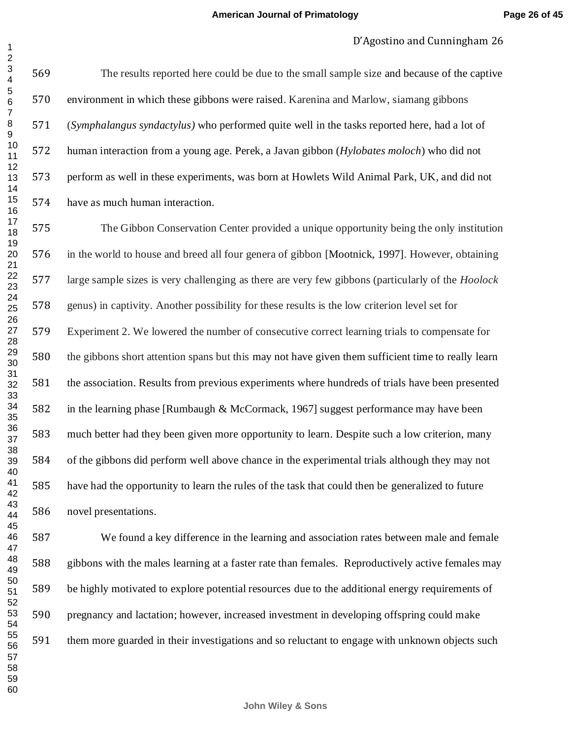The results reported here could be due to the small sample size and because of the captive environment in which these gibbons were raised. Karenina and Marlow, siamang gibbons (*Symphalangus syndactylus)* who performed quite well in the tasks reported here, had a lot of human interaction from a young age. Perek, a Javan gibbon (*Hylobates moloch*) who did not perform as well in these experiments, was born at Howlets Wild Animal Park, UK, and did not have as much human interaction.

The Gibbon Conservation Center provided a unique opportunity being the only institution in the world to house and breed all four genera of gibbon [Mootnick, 1997]. However, obtaining large sample sizes is very challenging as there are very few gibbons (particularly of the *Hoolock* genus) in captivity. Another possibility for these results is the low criterion level set for Experiment 2. We lowered the number of consecutive correct learning trials to compensate for the gibbons short attention spans but this may not have given them sufficient time to really learn the association. Results from previous experiments where hundreds of trials have been presented in the learning phase [Rumbaugh & McCormack, 1967] suggest performance may have been much better had they been given more opportunity to learn. Despite such a low criterion, many of the gibbons did perform well above chance in the experimental trials although they may not have had the opportunity to learn the rules of the task that could then be generalized to future novel presentations.

We found a key difference in the learning and association rates between male and female gibbons with the males learning at a faster rate than females. Reproductively active females may be highly motivated to explore potential resources due to the additional energy requirements of pregnancy and lactation; however, increased investment in developing offspring could make them more guarded in their investigations and so reluctant to engage with unknown objects such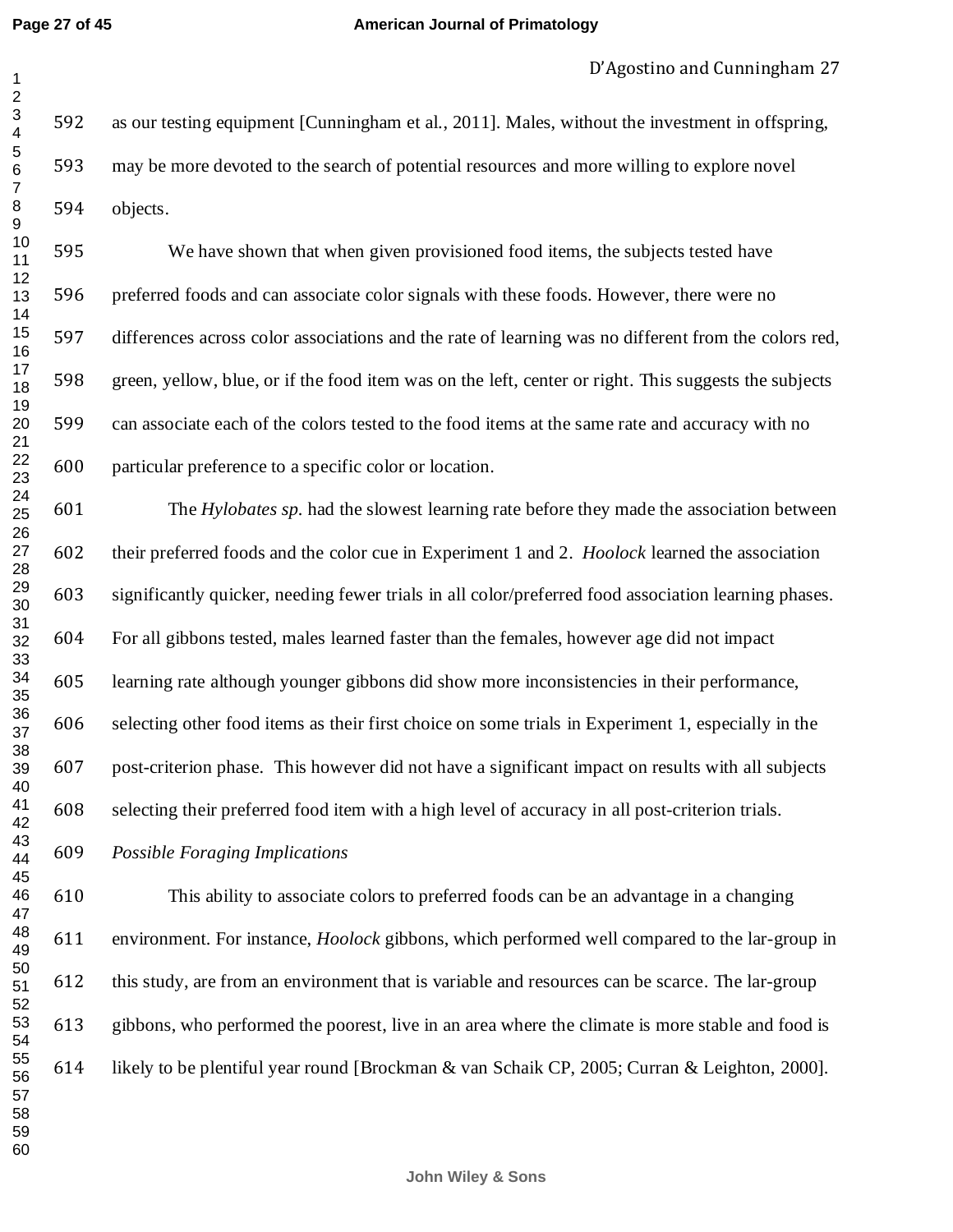as our testing equipment [Cunningham et al., 2011]. Males, without the investment in offspring, may be more devoted to the search of potential resources and more willing to explore novel objects.

We have shown that when given provisioned food items, the subjects tested have preferred foods and can associate color signals with these foods. However, there were no differences across color associations and the rate of learning was no different from the colors red, green, yellow, blue, or if the food item was on the left, center or right. This suggests the subjects can associate each of the colors tested to the food items at the same rate and accuracy with no particular preference to a specific color or location.

The *Hylobates sp.* had the slowest learning rate before they made the association between their preferred foods and the color cue in Experiment 1 and 2. *Hoolock* learned the association significantly quicker, needing fewer trials in all color/preferred food association learning phases. For all gibbons tested, males learned faster than the females, however age did not impact learning rate although younger gibbons did show more inconsistencies in their performance, selecting other food items as their first choice on some trials in Experiment 1, especially in the post-criterion phase. This however did not have a significant impact on results with all subjects selecting their preferred food item with a high level of accuracy in all post-criterion trials.

*Possible Foraging Implications*

This ability to associate colors to preferred foods can be an advantage in a changing environment. For instance, *Hoolock* gibbons, which performed well compared to the lar-group in this study, are from an environment that is variable and resources can be scarce. The lar-group gibbons, who performed the poorest, live in an area where the climate is more stable and food is likely to be plentiful year round [Brockman & van Schaik CP, 2005; Curran & Leighton, 2000].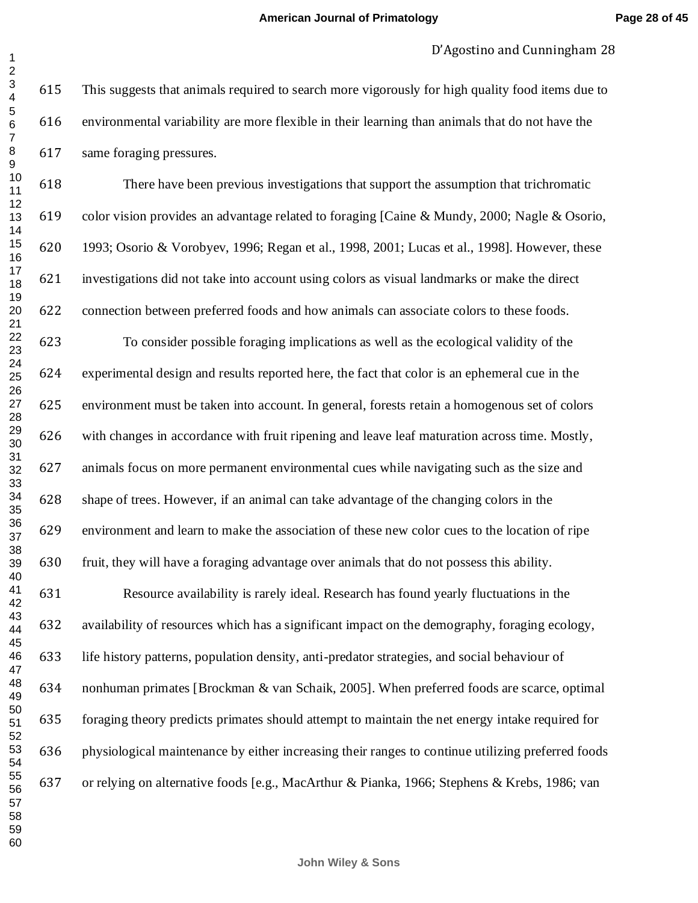This suggests that animals required to search more vigorously for high quality food items due to environmental variability are more flexible in their learning than animals that do not have the same foraging pressures.

There have been previous investigations that support the assumption that trichromatic color vision provides an advantage related to foraging [Caine & Mundy, 2000; Nagle & Osorio, 1993; Osorio & Vorobyev, 1996; Regan et al., 1998, 2001; Lucas et al., 1998]. However, these investigations did not take into account using colors as visual landmarks or make the direct connection between preferred foods and how animals can associate colors to these foods.

To consider possible foraging implications as well as the ecological validity of the experimental design and results reported here, the fact that color is an ephemeral cue in the environment must be taken into account. In general, forests retain a homogenous set of colors with changes in accordance with fruit ripening and leave leaf maturation across time. Mostly, animals focus on more permanent environmental cues while navigating such as the size and shape of trees. However, if an animal can take advantage of the changing colors in the environment and learn to make the association of these new color cues to the location of ripe fruit, they will have a foraging advantage over animals that do not possess this ability.

Resource availability is rarely ideal. Research has found yearly fluctuations in the availability of resources which has a significant impact on the demography, foraging ecology, life history patterns, population density, anti-predator strategies, and social behaviour of nonhuman primates [Brockman & van Schaik, 2005]. When preferred foods are scarce, optimal foraging theory predicts primates should attempt to maintain the net energy intake required for physiological maintenance by either increasing their ranges to continue utilizing preferred foods or relying on alternative foods [e.g., MacArthur & Pianka, 1966; Stephens & Krebs, 1986; van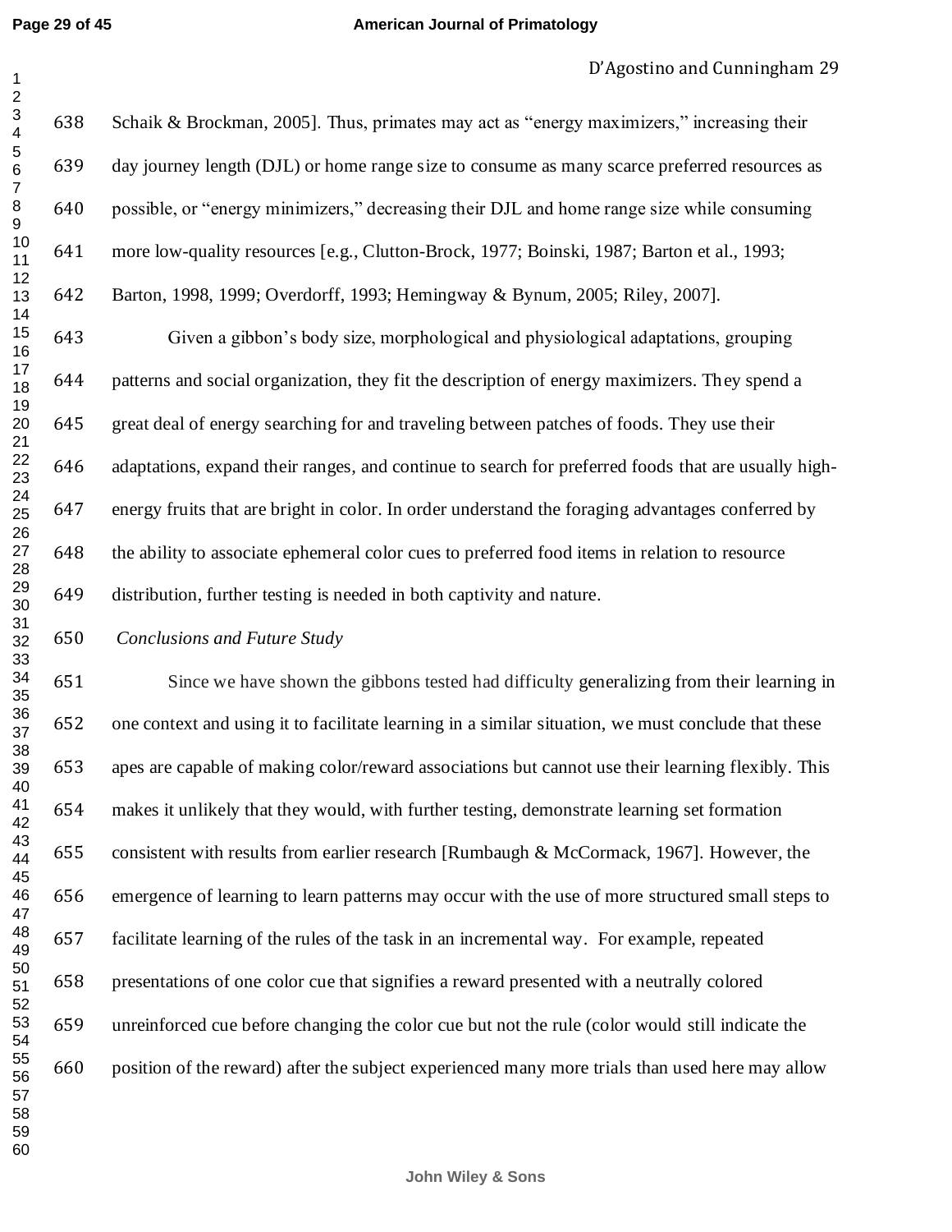Schaik & Brockman, 2005]. Thus, primates may act as "energy maximizers," increasing their day journey length (DJL) or home range size to consume as many scarce preferred resources as possible, or "energy minimizers," decreasing their DJL and home range size while consuming more low-quality resources [e.g., Clutton-Brock, 1977; Boinski, 1987; Barton et al., 1993; Barton, 1998, 1999; Overdorff, 1993; Hemingway & Bynum, 2005; Riley, 2007].

Given a gibbon's body size, morphological and physiological adaptations, grouping patterns and social organization, they fit the description of energy maximizers. They spend a great deal of energy searching for and traveling between patches of foods. They use their adaptations, expand their ranges, and continue to search for preferred foods that are usually high-energy fruits that are bright in color. In order understand the foraging advantages conferred by the ability to associate ephemeral color cues to preferred food items in relation to resource distribution, further testing is needed in both captivity and nature.

*Conclusions and Future Study*

Since we have shown the gibbons tested had difficulty generalizing from their learning in one context and using it to facilitate learning in a similar situation, we must conclude that these apes are capable of making color/reward associations but cannot use their learning flexibly. This makes it unlikely that they would, with further testing, demonstrate learning set formation consistent with results from earlier research [Rumbaugh & McCormack, 1967]. However, the emergence of learning to learn patterns may occur with the use of more structured small steps to facilitate learning of the rules of the task in an incremental way. For example, repeated presentations of one color cue that signifies a reward presented with a neutrally colored unreinforced cue before changing the color cue but not the rule (color would still indicate the position of the reward) after the subject experienced many more trials than used here may allow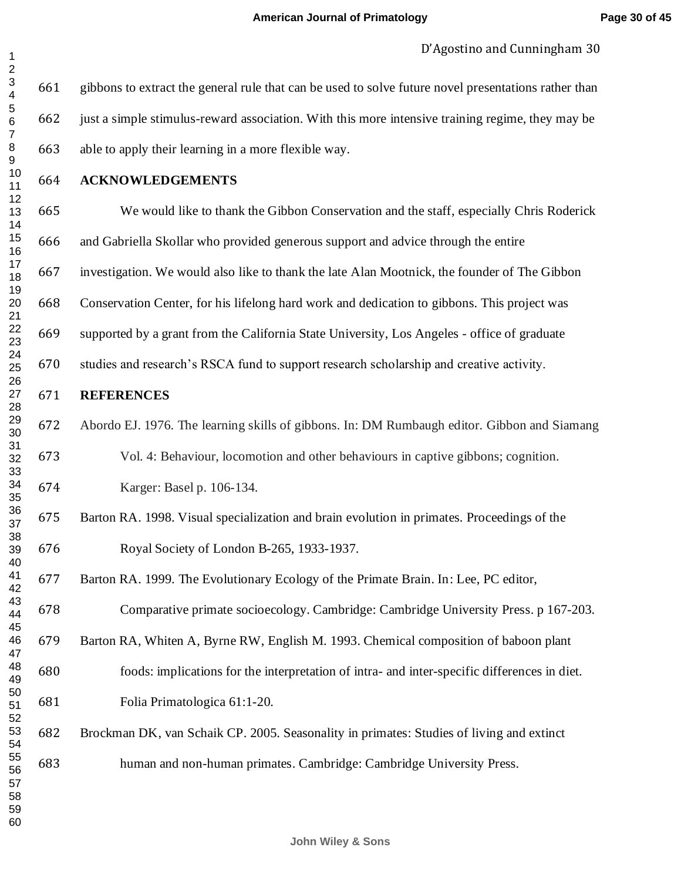gibbons to extract the general rule that can be used to solve future novel presentations rather than just a simple stimulus-reward association. With this more intensive training regime, they may be able to apply their learning in a more flexible way.

## ACKNOWLEDGEMENTS

We would like to thank the Gibbon Conservation and the staff, especially Chris Roderick and Gabriella Skollar who provided generous support and advice through the entire investigation. We would also like to thank the late Alan Mootnick, the founder of The Gibbon Conservation Center, for his lifelong hard work and dedication to gibbons. This project was supported by a grant from the California State University, Los Angeles - office of graduate studies and research's RSCA fund to support research scholarship and creative activity.

## REFERENCES

Abordo EJ. 1976. The learning skills of gibbons. In: DM Rumbaugh editor. Gibbon and Siamang Vol. 4: Behaviour, locomotion and other behaviours in captive gibbons; cognition. Karger: Basel p. 106-134.

Barton RA. 1998. Visual specialization and brain evolution in primates. Proceedings of the Royal Society of London B-265, 1933-1937.

Barton RA. 1999. The Evolutionary Ecology of the Primate Brain. In: Lee, PC editor, Comparative primate socioecology. Cambridge: Cambridge University Press. p 167-203.

Barton RA, Whiten A, Byrne RW, English M. 1993. Chemical composition of baboon plant foods: implications for the interpretation of intra- and inter-specific differences in diet. Folia Primatologica 61:1-20.

Brockman DK, van Schaik CP. 2005. Seasonality in primates: Studies of living and extinct human and non-human primates. Cambridge: Cambridge University Press.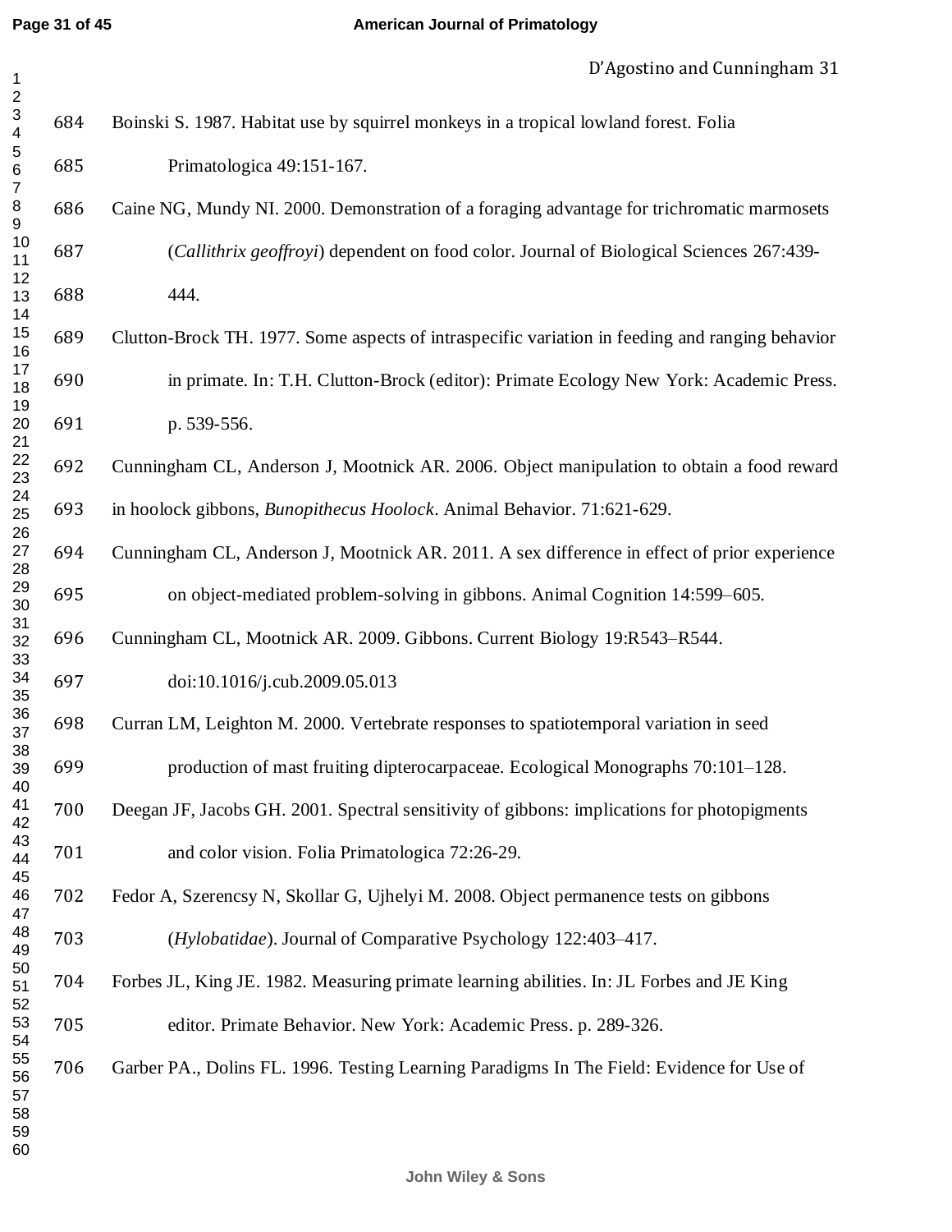Boinski S. 1987. Habitat use by squirrel monkeys in a tropical lowland forest. Folia Primatologica 49:151-167.

Caine NG, Mundy NI. 2000. Demonstration of a foraging advantage for trichromatic marmosets (*Callithrix geoffroyi*) dependent on food color. Journal of Biological Sciences 267:439-444.

Clutton-Brock TH. 1977. Some aspects of intraspecific variation in feeding and ranging behavior in primate. In: T.H. Clutton-Brock (editor): Primate Ecology New York: Academic Press. p. 539-556.

Cunningham CL, Anderson J, Mootnick AR. 2006. Object manipulation to obtain a food reward in hoolock gibbons, *Bunopithecus Hoolock*. Animal Behavior. 71:621-629.

Cunningham CL, Anderson J, Mootnick AR. 2011. A sex difference in effect of prior experience on object-mediated problem-solving in gibbons. Animal Cognition 14:599–605.

Cunningham CL, Mootnick AR. 2009. Gibbons. Current Biology 19:R543–R544. doi:10.1016/j.cub.2009.05.013

Curran LM, Leighton M. 2000. Vertebrate responses to spatiotemporal variation in seed production of mast fruiting dipterocarpaceae. Ecological Monographs 70:101–128.

Deegan JF, Jacobs GH. 2001. Spectral sensitivity of gibbons: implications for photopigments and color vision. Folia Primatologica 72:26-29.

Fedor A, Szerencsy N, Skollar G, Ujhelyi M. 2008. Object permanence tests on gibbons (*Hylobatidae*). Journal of Comparative Psychology 122:403–417.

Forbes JL, King JE. 1982. Measuring primate learning abilities. In: JL Forbes and JE King editor. Primate Behavior. New York: Academic Press. p. 289-326.

Garber PA., Dolins FL. 1996. Testing Learning Paradigms In The Field: Evidence for Use of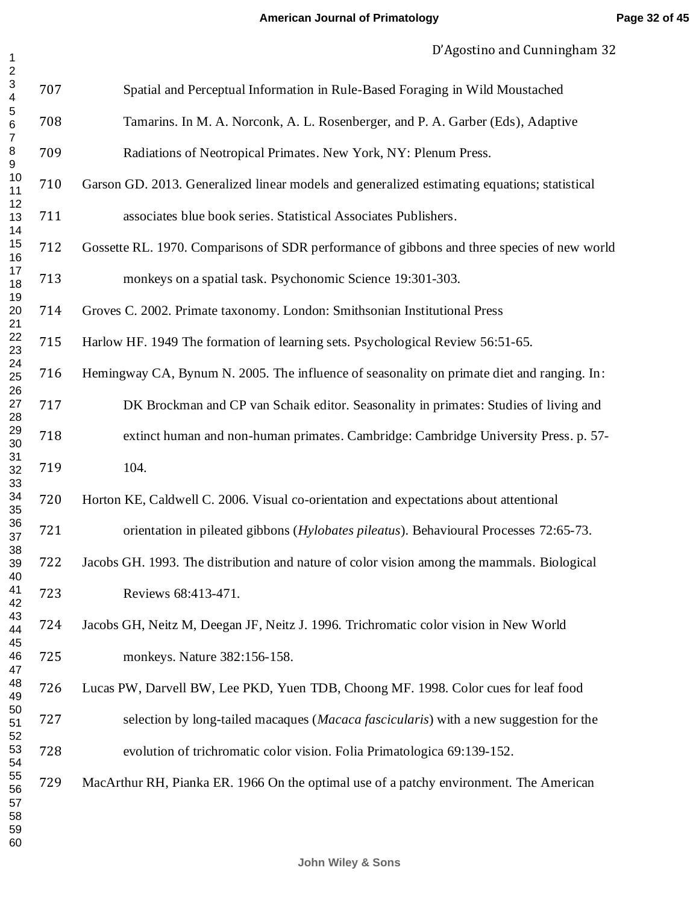Spatial and Perceptual Information in Rule-Based Foraging in Wild Moustached Tamarins. In M. A. Norconk, A. L. Rosenberger, and P. A. Garber (Eds), Adaptive Radiations of Neotropical Primates. New York, NY: Plenum Press.

Garson GD. 2013. Generalized linear models and generalized estimating equations; statistical associates blue book series. Statistical Associates Publishers.

Gossette RL. 1970. Comparisons of SDR performance of gibbons and three species of new world monkeys on a spatial task. Psychonomic Science 19:301-303.

Groves C. 2002. Primate taxonomy. London: Smithsonian Institutional Press

Harlow HF. 1949 The formation of learning sets. Psychological Review 56:51-65.

Hemingway CA, Bynum N. 2005. The influence of seasonality on primate diet and ranging. In: DK Brockman and CP van Schaik editor. Seasonality in primates: Studies of living and extinct human and non-human primates. Cambridge: Cambridge University Press. p. 57-104.

Horton KE, Caldwell C. 2006. Visual co-orientation and expectations about attentional orientation in pileated gibbons (*Hylobates pileatus*). Behavioural Processes 72:65-73.

Jacobs GH. 1993. The distribution and nature of color vision among the mammals. Biological Reviews 68:413-471.

Jacobs GH, Neitz M, Deegan JF, Neitz J. 1996. Trichromatic color vision in New World monkeys. Nature 382:156-158.

Lucas PW, Darvell BW, Lee PKD, Yuen TDB, Choong MF. 1998. Color cues for leaf food selection by long-tailed macaques (*Macaca fascicularis*) with a new suggestion for the evolution of trichromatic color vision. Folia Primatologica 69:139-152.

MacArthur RH, Pianka ER. 1966 On the optimal use of a patchy environment. The American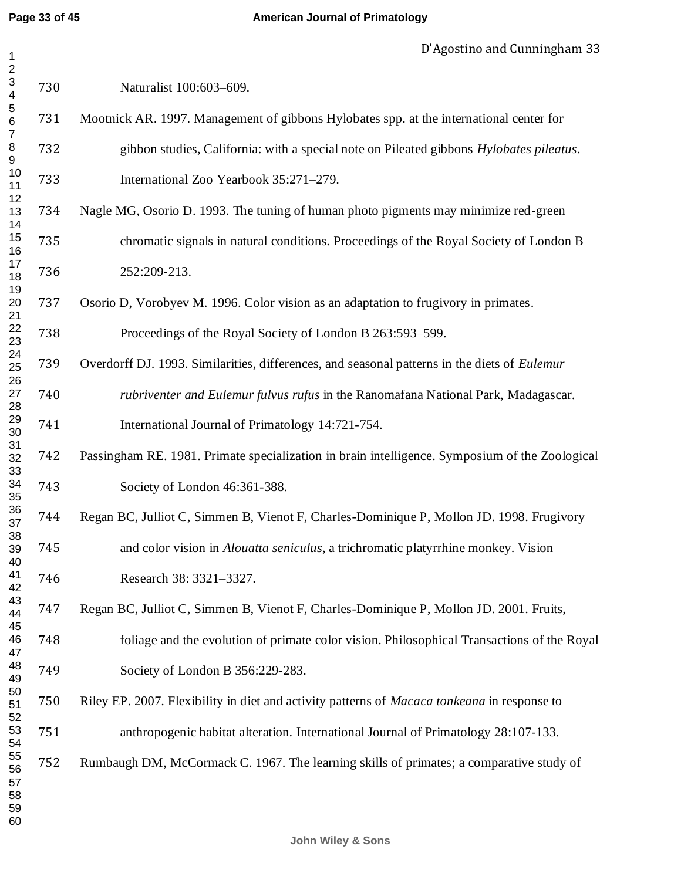Naturalist 100:603–609.

Mootnick AR. 1997. Management of gibbons Hylobates spp. at the international center for gibbon studies, California: with a special note on Pileated gibbons *Hylobates pileatus*. International Zoo Yearbook 35:271–279.

Nagle MG, Osorio D. 1993. The tuning of human photo pigments may minimize red-green chromatic signals in natural conditions. Proceedings of the Royal Society of London B 252:209-213.

Osorio D, Vorobyev M. 1996. Color vision as an adaptation to frugivory in primates. Proceedings of the Royal Society of London B 263:593–599.

Overdorff DJ. 1993. Similarities, differences, and seasonal patterns in the diets of *Eulemur rubriventer and Eulemur fulvus rufus* in the Ranomafana National Park, Madagascar. International Journal of Primatology 14:721-754.

Passingham RE. 1981. Primate specialization in brain intelligence. Symposium of the Zoological Society of London 46:361-388.

Regan BC, Julliot C, Simmen B, Vienot F, Charles-Dominique P, Mollon JD. 1998. Frugivory and color vision in *Alouatta seniculus*, a trichromatic platyrrhine monkey. Vision Research 38: 3321–3327.

Regan BC, Julliot C, Simmen B, Vienot F, Charles-Dominique P, Mollon JD. 2001. Fruits, foliage and the evolution of primate color vision. Philosophical Transactions of the Royal Society of London B 356:229-283.

Riley EP. 2007. Flexibility in diet and activity patterns of *Macaca tonkeana* in response to anthropogenic habitat alteration. International Journal of Primatology 28:107-133.

Rumbaugh DM, McCormack C. 1967. The learning skills of primates; a comparative study of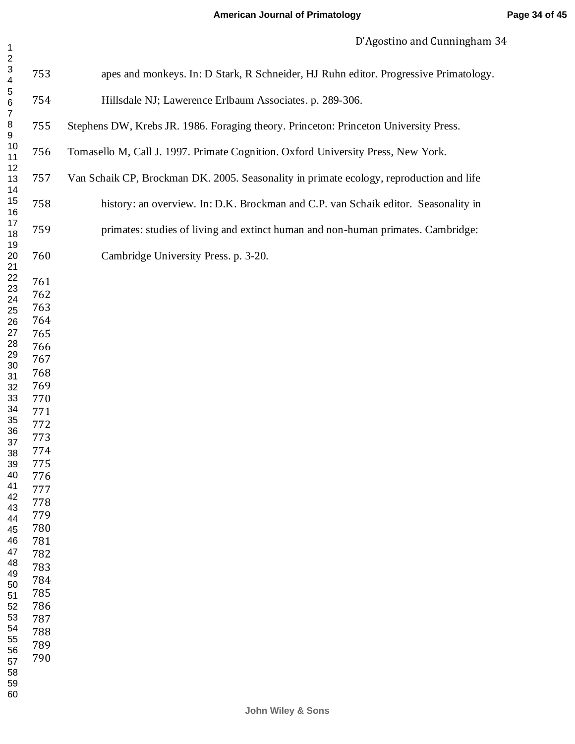apes and monkeys. In: D Stark, R Schneider, HJ Ruhn editor. Progressive Primatology. Hillsdale NJ; Lawerence Erlbaum Associates. p. 289-306.

Stephens DW, Krebs JR. 1986. Foraging theory. Princeton: Princeton University Press.

Tomasello M, Call J. 1997. Primate Cognition. Oxford University Press, New York.

Van Schaik CP, Brockman DK. 2005. Seasonality in primate ecology, reproduction and life history: an overview. In: D.K. Brockman and C.P. van Schaik editor. Seasonality in primates: studies of living and extinct human and non-human primates. Cambridge: Cambridge University Press. p. 3-20.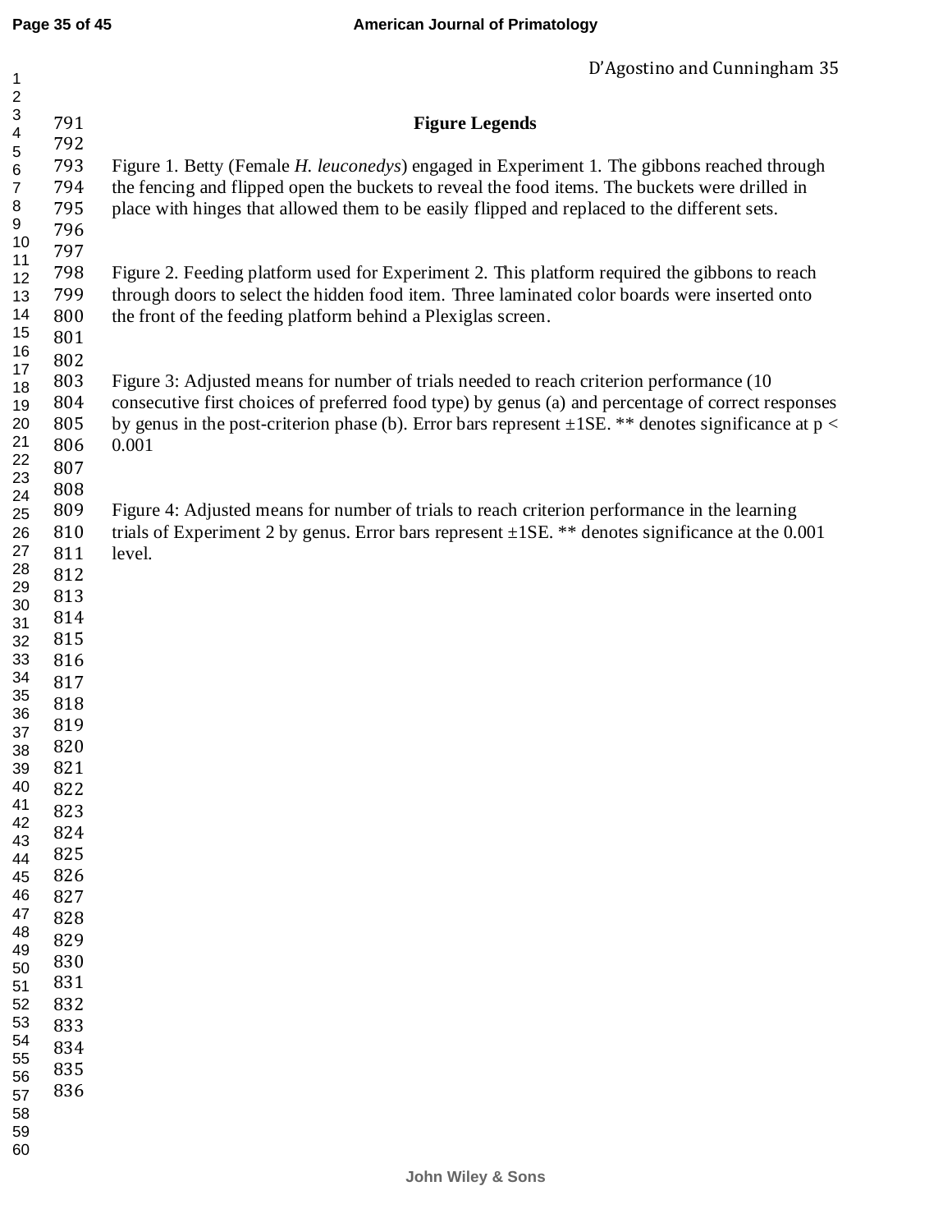## Figure Legends

Figure 1. Betty (Female *H. leuconedys*) engaged in Experiment 1. The gibbons reached through the fencing and flipped open the buckets to reveal the food items. The buckets were drilled in place with hinges that allowed them to be easily flipped and replaced to the different sets.

Figure 2. Feeding platform used for Experiment 2. This platform required the gibbons to reach through doors to select the hidden food item. Three laminated color boards were inserted onto the front of the feeding platform behind a Plexiglas screen.

Figure 3: Adjusted means for number of trials needed to reach criterion performance (10 consecutive first choices of preferred food type) by genus (a) and percentage of correct responses by genus in the post-criterion phase (b). Error bars represent ±1SE. ** denotes significance at $p < 0.001$

Figure 4: Adjusted means for number of trials to reach criterion performance in the learning trials of Experiment 2 by genus. Error bars represent ±1SE. ** denotes significance at the 0.001 level.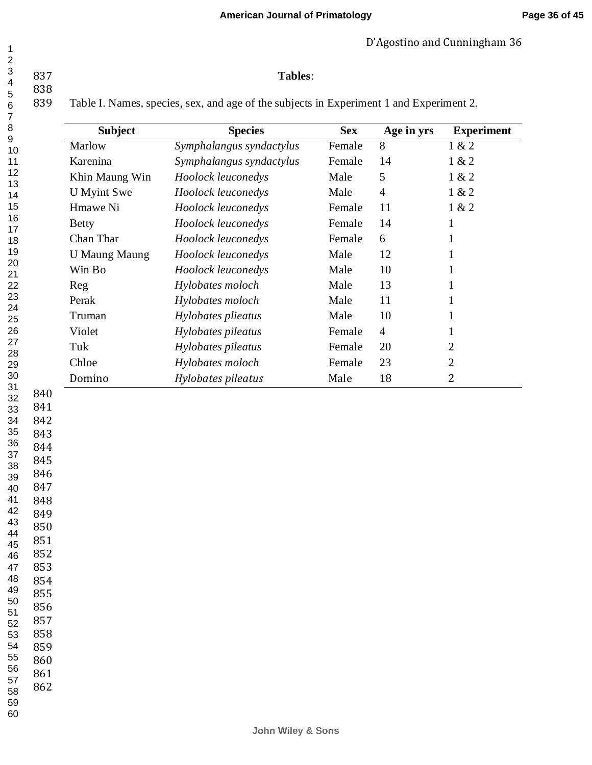**Tables**:

Table I. Names, species, sex, and age of the subjects in Experiment 1 and Experiment 2.

| Subject | Species | Sex | Age in yrs | Experiment |
|---|---|---|---|---|
| Marlow | *Symphalangus syndactylus* | Female | 8 | 1 & 2 |
| Karenina | *Symphalangus syndactylus* | Female | 14 | 1 & 2 |
| Khin Maung Win | *Hoolock leuconedys* | Male | 5 | 1 & 2 |
| U Myint Swe | *Hoolock leuconedys* | Male | 4 | 1 & 2 |
| Hmawe Ni | *Hoolock leuconedys* | Female | 11 | 1 & 2 |
| Betty | *Hoolock leuconedys* | Female | 14 | 1 |
| Chan Thar | *Hoolock leuconedys* | Female | 6 | 1 |
| U Maung Maung | *Hoolock leuconedys* | Male | 12 | 1 |
| Win Bo | *Hoolock leuconedys* | Male | 10 | 1 |
| Reg | *Hylobates moloch* | Male | 13 | 1 |
| Perak | *Hylobates moloch* | Male | 11 | 1 |
| Truman | *Hylobates plieatus* | Male | 10 | 1 |
| Violet | *Hylobates pileatus* | Female | 4 | 1 |
| Tuk | *Hylobates pileatus* | Female | 20 | 2 |
| Chloe | *Hylobates moloch* | Female | 23 | 2 |
| Domino | *Hylobates pileatus* | Male | 18 | 2 |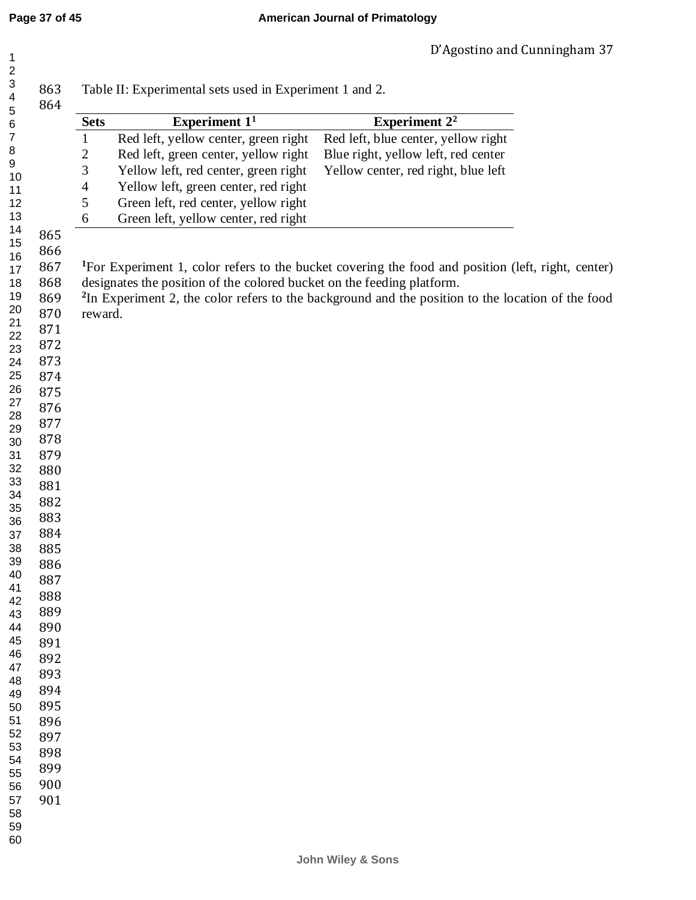Table II: Experimental sets used in Experiment 1 and 2.

| Sets | Experiment 1[1] | Experiment 2[2] |
|---|---|---|
| 1 | Red left, yellow center, green right | Red left, blue center, yellow right |
| 2 | Red left, green center, yellow right | Blue right, yellow left, red center |
| 3 | Yellow left, red center, green right | Yellow center, red right, blue left |
| 4 | Yellow left, green center, red right | |
| 5 | Green left, red center, yellow right | |
| 6 | Green left, yellow center, red right | |

[1]For Experiment 1, color refers to the bucket covering the food and position (left, right, center) designates the position of the colored bucket on the feeding platform.

[2]In Experiment 2, the color refers to the background and the position to the location of the food reward.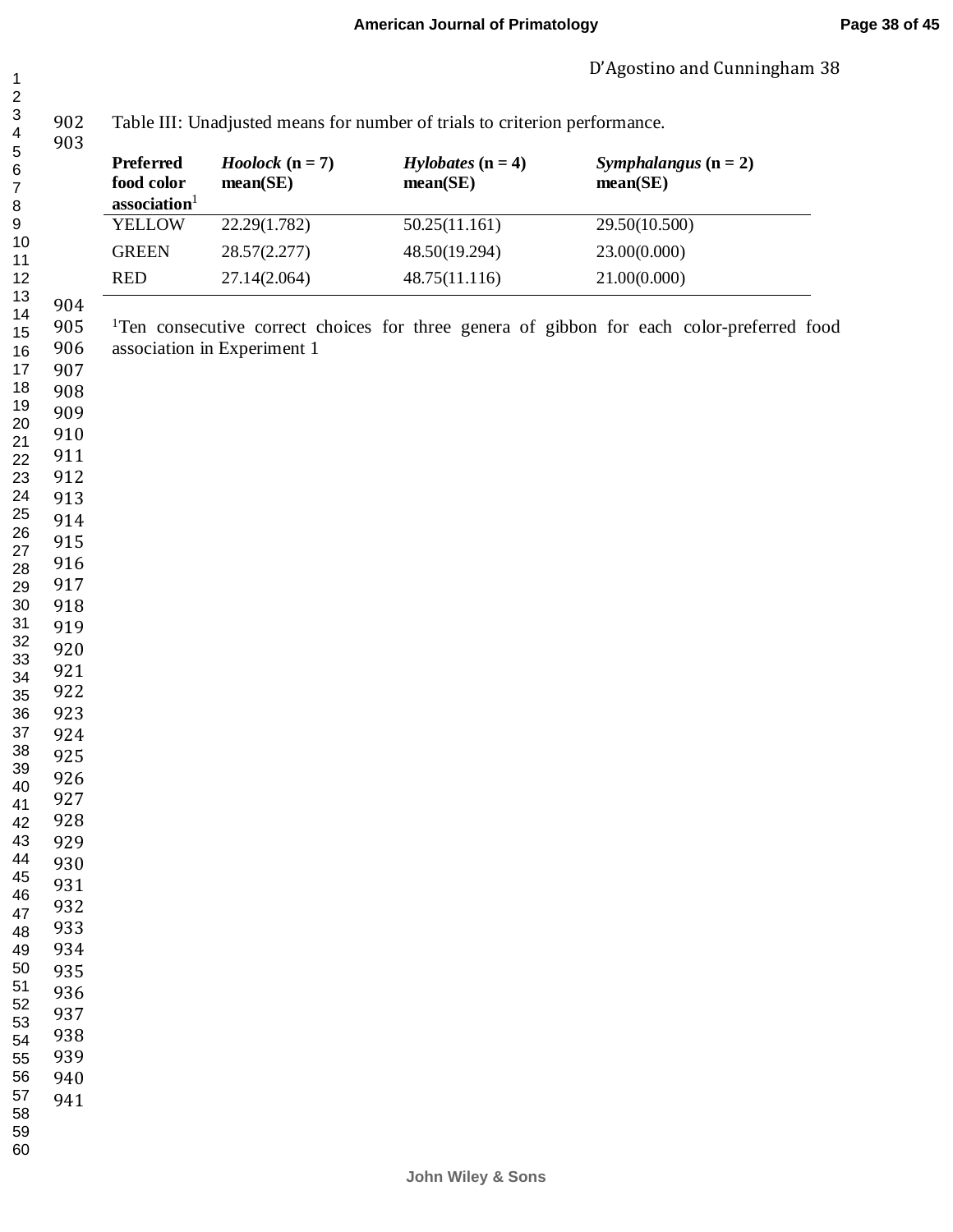Table III: Unadjusted means for number of trials to criterion performance.

| Preferred food color association[1] | *Hoolock* (n = 7) mean(SE) | *Hylobates* (n = 4) mean(SE) | *Symphalangus* (n = 2) mean(SE) |
|---|---|---|---|
| YELLOW | 22.29(1.782) | 50.25(11.161) | 29.50(10.500) |
| GREEN | 28.57(2.277) | 48.50(19.294) | 23.00(0.000) |
| RED | 27.14(2.064) | 48.75(11.116) | 21.00(0.000) |

[1]Ten consecutive correct choices for three genera of gibbon for each color-preferred food association in Experiment 1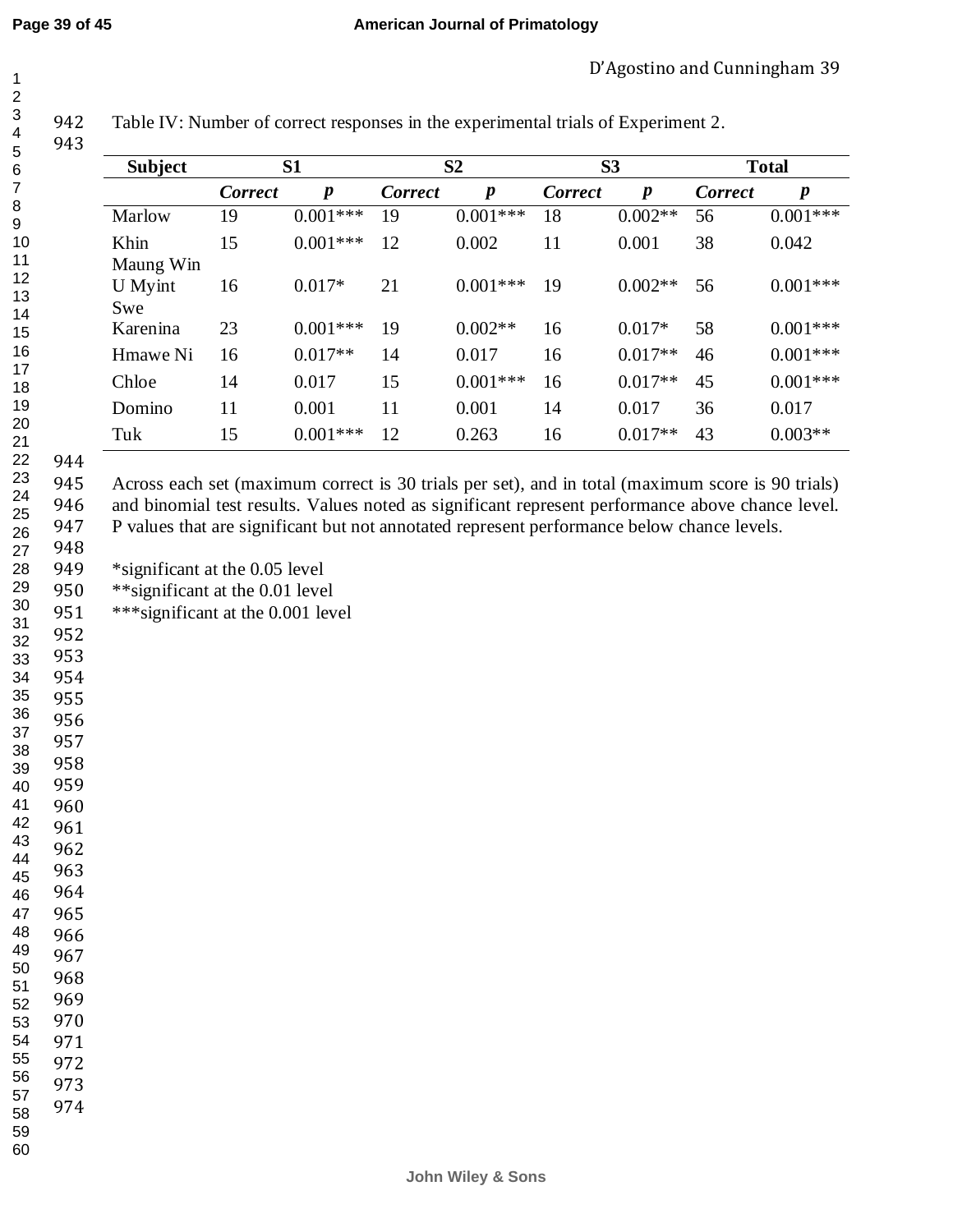Table IV: Number of correct responses in the experimental trials of Experiment 2.

| Subject | S1 | | S2 | | S3 | | Total | |
|---|---|---|---|---|---|---|---|---|
| | ***Correct*** | ***p*** | ***Correct*** | ***p*** | ***Correct*** | ***p*** | ***Correct*** | ***p*** |
| Marlow | 19 | 0.001*** | 19 | 0.001*** | 18 | 0.002** | 56 | 0.001*** |
| Khin Maung Win | 15 | 0.001*** | 12 | 0.002 | 11 | 0.001 | 38 | 0.042 |
| U Myint Swe | 16 | 0.017* | 21 | 0.001*** | 19 | 0.002** | 56 | 0.001*** |
| Karenina | 23 | 0.001*** | 19 | 0.002** | 16 | 0.017* | 58 | 0.001*** |
| Hmawe Ni | 16 | 0.017** | 14 | 0.017 | 16 | 0.017** | 46 | 0.001*** |
| Chloe | 14 | 0.017 | 15 | 0.001*** | 16 | 0.017** | 45 | 0.001*** |
| Domino | 11 | 0.001 | 11 | 0.001 | 14 | 0.017 | 36 | 0.017 |
| Tuk | 15 | 0.001*** | 12 | 0.263 | 16 | 0.017** | 43 | 0.003** |

Across each set (maximum correct is 30 trials per set), and in total (maximum score is 90 trials) and binomial test results. Values noted as significant represent performance above chance level. P values that are significant but not annotated represent performance below chance levels.

*significant at the 0.05 level
**significant at the 0.01 level
***significant at the 0.001 level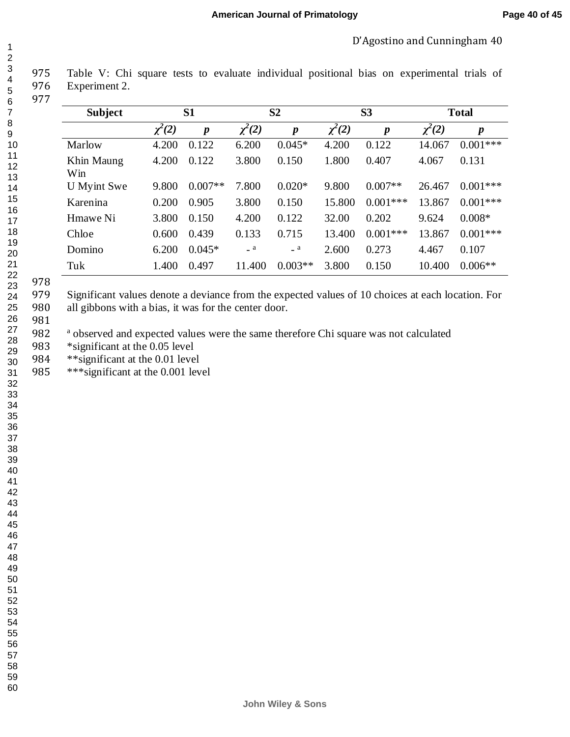Table V: Chi square tests to evaluate individual positional bias on experimental trials of Experiment 2.

| Subject | S1 | | S2 | | S3 | | Total | |
|---|---|---|---|---|---|---|---|---|
| | $\chi^2(2)$ | *p* | $\chi^2(2)$ | *p* | $\chi^2(2)$ | *p* | $\chi^2(2)$ | *p* |
| Marlow | 4.200 | 0.122 | 6.200 | 0.045* | 4.200 | 0.122 | 14.067 | 0.001*** |
| Khin Maung Win | 4.200 | 0.122 | 3.800 | 0.150 | 1.800 | 0.407 | 4.067 | 0.131 |
| U Myint Swe | 9.800 | 0.007** | 7.800 | 0.020* | 9.800 | 0.007** | 26.467 | 0.001*** |
| Karenina | 0.200 | 0.905 | 3.800 | 0.150 | 15.800 | 0.001*** | 13.867 | 0.001*** |
| Hmawe Ni | 3.800 | 0.150 | 4.200 | 0.122 | 32.00 | 0.202 | 9.624 | 0.008* |
| Chloe | 0.600 | 0.439 | 0.133 | 0.715 | 13.400 | 0.001*** | 13.867 | 0.001*** |
| Domino | 6.200 | 0.045* | - [a] | - [a] | 2.600 | 0.273 | 4.467 | 0.107 |
| Tuk | 1.400 | 0.497 | 11.400 | 0.003** | 3.800 | 0.150 | 10.400 | 0.006** |

Significant values denote a deviance from the expected values of 10 choices at each location. For all gibbons with a bias, it was for the center door.

[a] observed and expected values were the same therefore Chi square was not calculated
*significant at the 0.05 level
**significant at the 0.01 level
***significant at the 0.001 level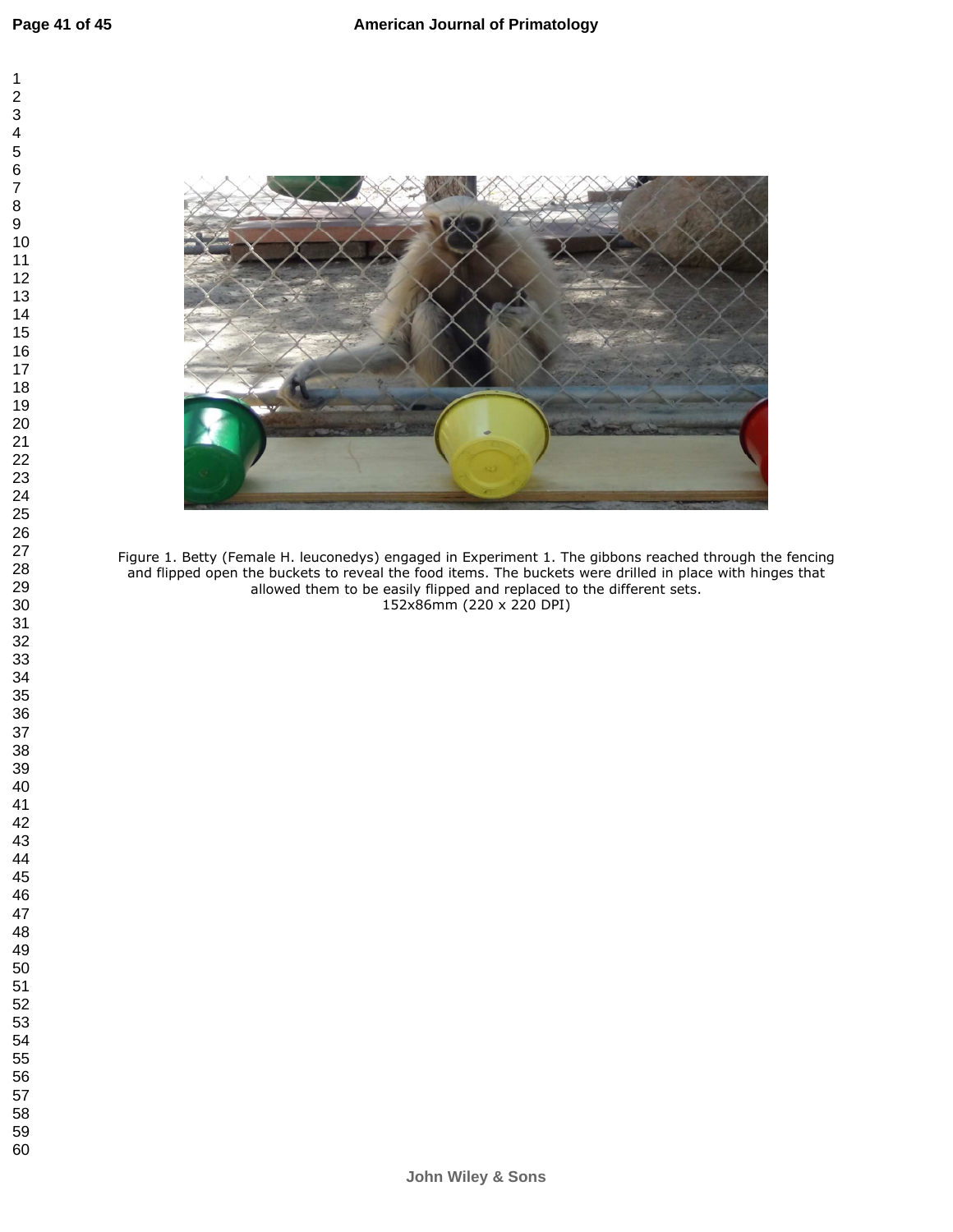Figure 1. Betty (Female H. leuconedys) engaged in Experiment 1. The gibbons reached through the fencing and flipped open the buckets to reveal the food items. The buckets were drilled in place with hinges that allowed them to be easily flipped and replaced to the different sets.
152x86mm (220 x 220 DPI)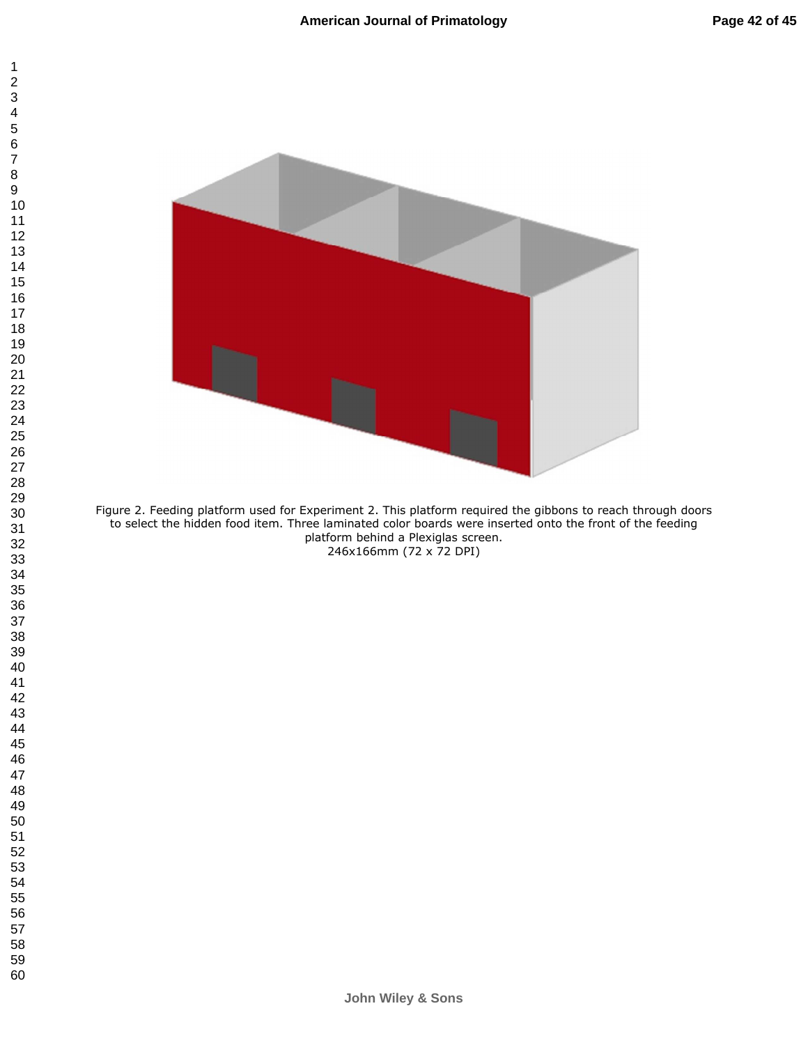Figure 2. Feeding platform used for Experiment 2. This platform required the gibbons to reach through doors to select the hidden food item. Three laminated color boards were inserted onto the front of the feeding platform behind a Plexiglas screen.
246x166mm (72 x 72 DPI)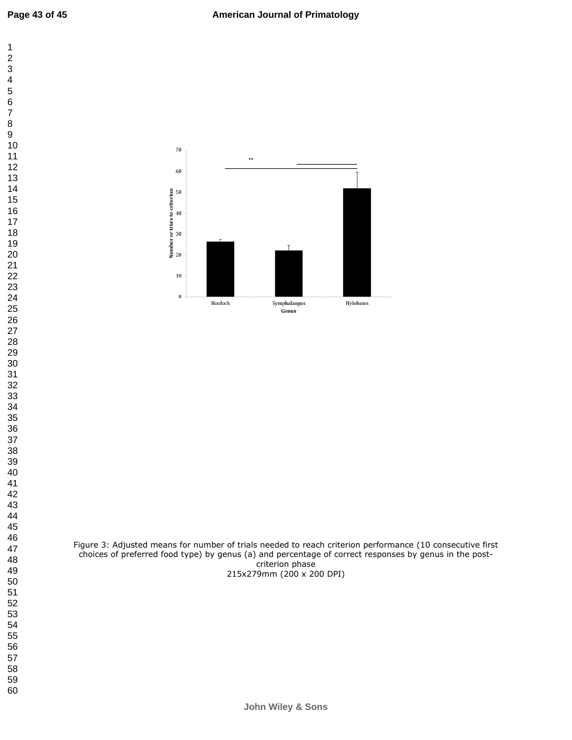Figure 3: Adjusted means for number of trials needed to reach criterion performance (10 consecutive first choices of preferred food type) by genus (a) and percentage of correct responses by genus in the post-criterion phase
215x279mm (200 x 200 DPI)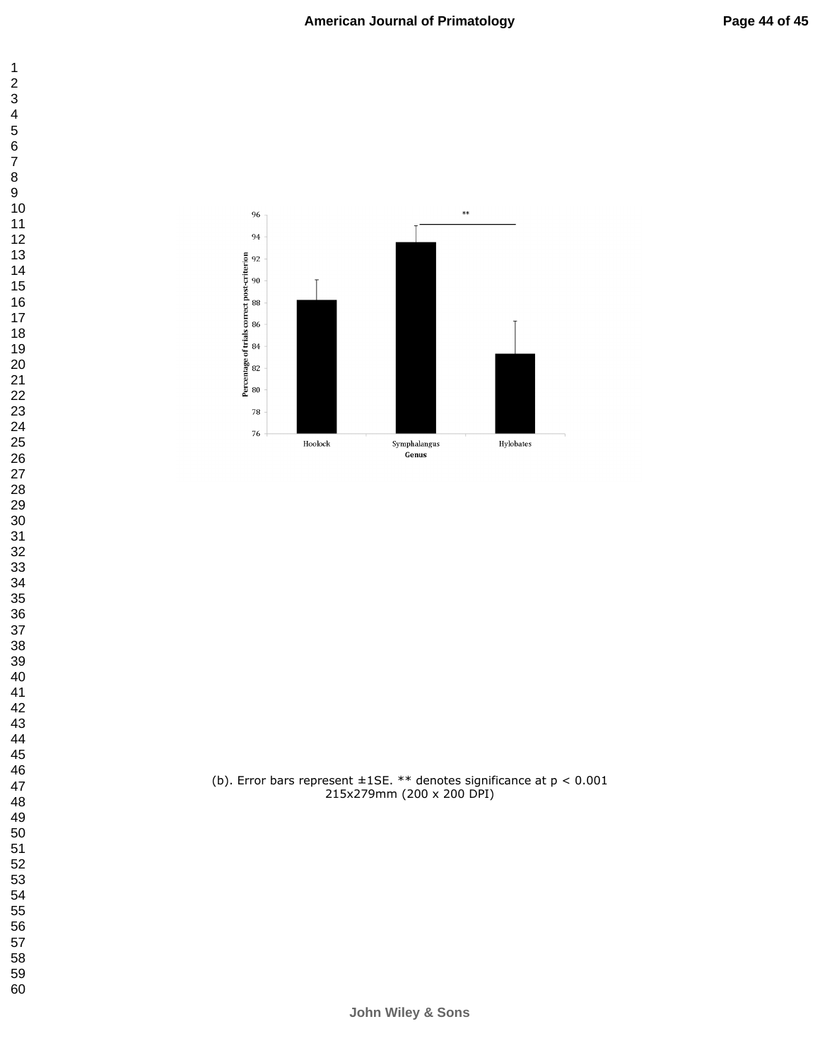(b). Error bars represent ±1SE. ** denotes significance at $p < 0.001$
215x279mm (200 x 200 DPI)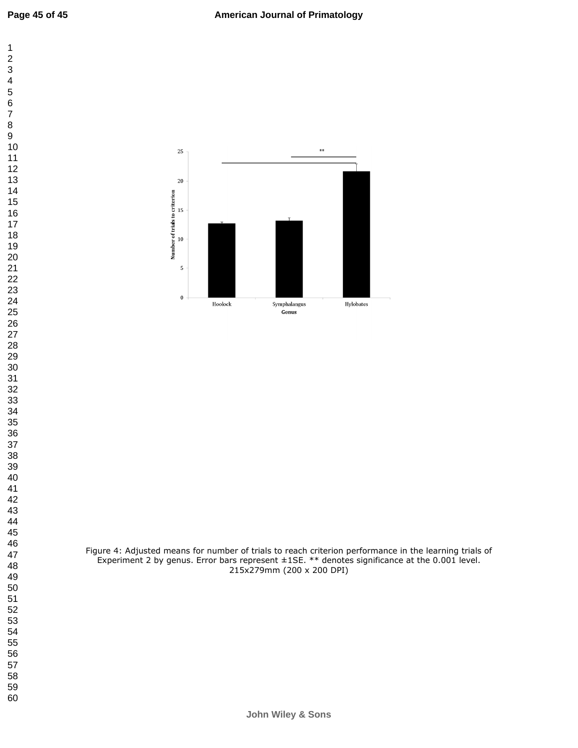25

**

20

15

Number of trials to criterion

10

5

0

Hoolock

Symphalangus

Hylobates

**Genus**

Figure 4: Adjusted means for number of trials to reach criterion performance in the learning trials of Experiment 2 by genus. Error bars represent ±1SE. ** denotes significance at the 0.001 level.
215x279mm (200 x 200 DPI)